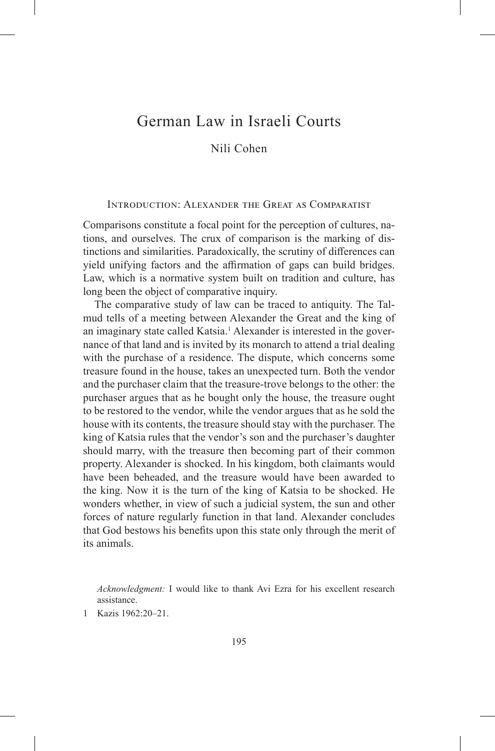# German Law in Israeli Courts

Nili Cohen

## Introduction: Alexander the Great as Comparatist

Comparisons constitute a focal point for the perception of cultures, nations, and ourselves. The crux of comparison is the marking of distinctions and similarities. Paradoxically, the scrutiny of differences can yield unifying factors and the affirmation of gaps can build bridges. Law, which is a normative system built on tradition and culture, has long been the object of comparative inquiry.

The comparative study of law can be traced to antiquity. The Talmud tells of a meeting between Alexander the Great and the king of an imaginary state called Katsia.[1] Alexander is interested in the governance of that land and is invited by its monarch to attend a trial dealing with the purchase of a residence. The dispute, which concerns some treasure found in the house, takes an unexpected turn. Both the vendor and the purchaser claim that the treasure-trove belongs to the other: the purchaser argues that as he bought only the house, the treasure ought to be restored to the vendor, while the vendor argues that as he sold the house with its contents, the treasure should stay with the purchaser. The king of Katsia rules that the vendor's son and the purchaser's daughter should marry, with the treasure then becoming part of their common property. Alexander is shocked. In his kingdom, both claimants would have been beheaded, and the treasure would have been awarded to the king. Now it is the turn of the king of Katsia to be shocked. He wonders whether, in view of such a judicial system, the sun and other forces of nature regularly function in that land. Alexander concludes that God bestows his benefits upon this state only through the merit of its animals.

*Acknowledgment:* I would like to thank Avi Ezra for his excellent research assistance.

1 Kazis 1962:20–21.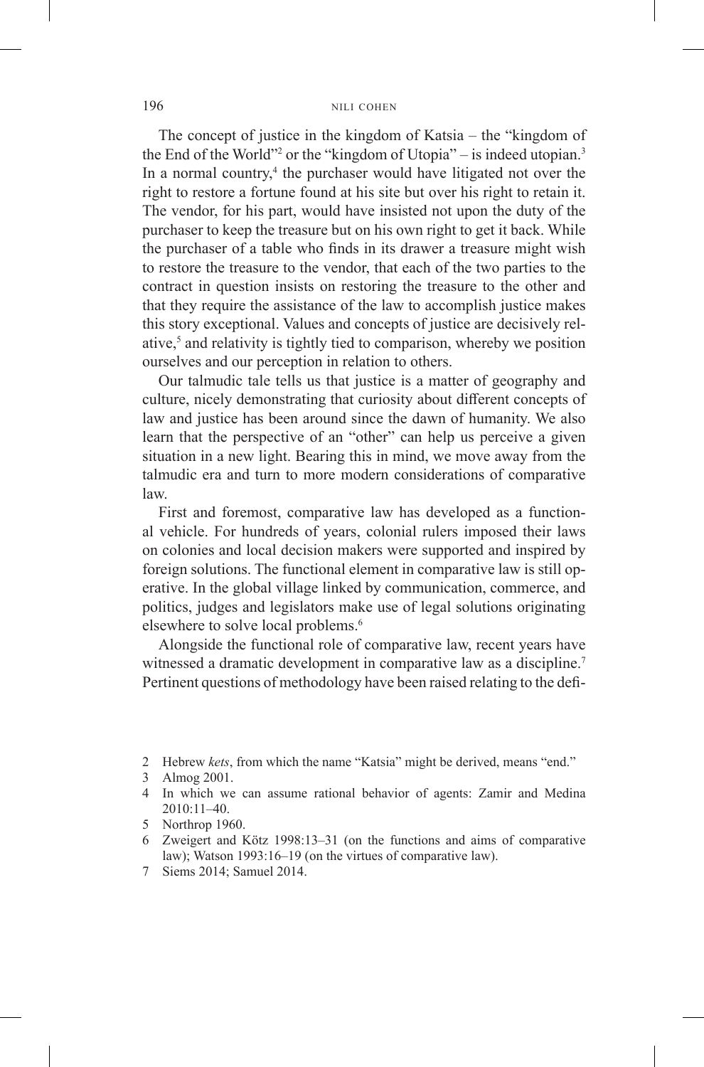The concept of justice in the kingdom of Katsia – the "kingdom of the End of the World"[2] or the "kingdom of Utopia" – is indeed utopian.[3] In a normal country,[4] the purchaser would have litigated not over the right to restore a fortune found at his site but over his right to retain it. The vendor, for his part, would have insisted not upon the duty of the purchaser to keep the treasure but on his own right to get it back. While the purchaser of a table who finds in its drawer a treasure might wish to restore the treasure to the vendor, that each of the two parties to the contract in question insists on restoring the treasure to the other and that they require the assistance of the law to accomplish justice makes this story exceptional. Values and concepts of justice are decisively relative,[5] and relativity is tightly tied to comparison, whereby we position ourselves and our perception in relation to others.

Our talmudic tale tells us that justice is a matter of geography and culture, nicely demonstrating that curiosity about different concepts of law and justice has been around since the dawn of humanity. We also learn that the perspective of an "other" can help us perceive a given situation in a new light. Bearing this in mind, we move away from the talmudic era and turn to more modern considerations of comparative law.

First and foremost, comparative law has developed as a functional vehicle. For hundreds of years, colonial rulers imposed their laws on colonies and local decision makers were supported and inspired by foreign solutions. The functional element in comparative law is still operative. In the global village linked by communication, commerce, and politics, judges and legislators make use of legal solutions originating elsewhere to solve local problems.[6]

Alongside the functional role of comparative law, recent years have witnessed a dramatic development in comparative law as a discipline.[7] Pertinent questions of methodology have been raised relating to the defi-

2 Hebrew *kets*, from which the name "Katsia" might be derived, means "end."

3 Almog 2001.

4 In which we can assume rational behavior of agents: Zamir and Medina 2010:11–40.

5 Northrop 1960.

6 Zweigert and Kötz 1998:13–31 (on the functions and aims of comparative law); Watson 1993:16–19 (on the virtues of comparative law).

7 Siems 2014; Samuel 2014.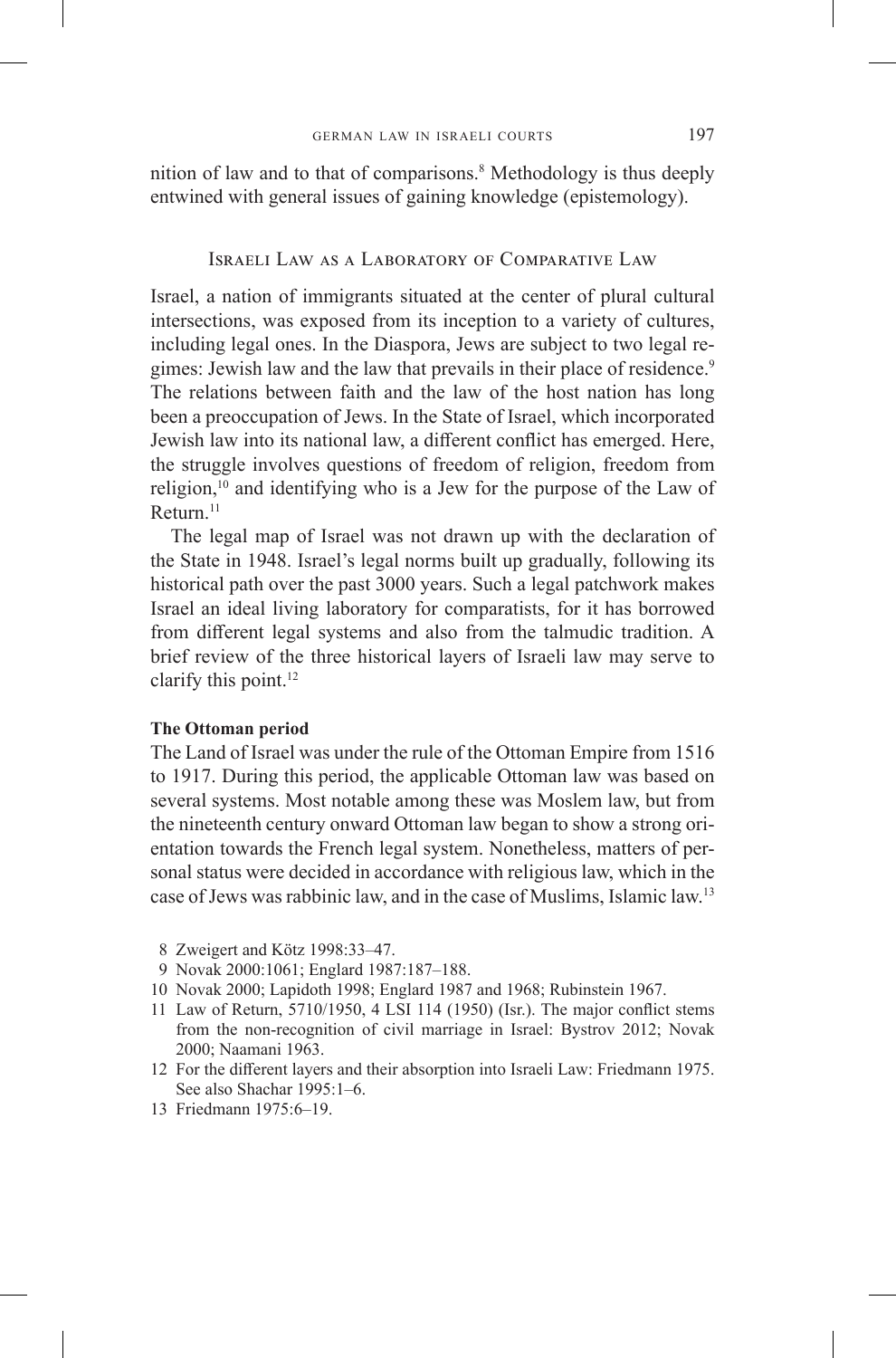nition of law and to that of comparisons.[8] Methodology is thus deeply entwined with general issues of gaining knowledge (epistemology).

## Israeli Law as a Laboratory of Comparative Law

Israel, a nation of immigrants situated at the center of plural cultural intersections, was exposed from its inception to a variety of cultures, including legal ones. In the Diaspora, Jews are subject to two legal regimes: Jewish law and the law that prevails in their place of residence.[9] The relations between faith and the law of the host nation has long been a preoccupation of Jews. In the State of Israel, which incorporated Jewish law into its national law, a different conflict has emerged. Here, the struggle involves questions of freedom of religion, freedom from religion,[10] and identifying who is a Jew for the purpose of the Law of Return.[11]

The legal map of Israel was not drawn up with the declaration of the State in 1948. Israel's legal norms built up gradually, following its historical path over the past 3000 years. Such a legal patchwork makes Israel an ideal living laboratory for comparatists, for it has borrowed from different legal systems and also from the talmudic tradition. A brief review of the three historical layers of Israeli law may serve to clarify this point.[12]

### The Ottoman period

The Land of Israel was under the rule of the Ottoman Empire from 1516 to 1917. During this period, the applicable Ottoman law was based on several systems. Most notable among these was Moslem law, but from the nineteenth century onward Ottoman law began to show a strong orientation towards the French legal system. Nonetheless, matters of personal status were decided in accordance with religious law, which in the case of Jews was rabbinic law, and in the case of Muslims, Islamic law.[13]

8 Zweigert and Kötz 1998:33–47.

9 Novak 2000:1061; Englard 1987:187–188.

10 Novak 2000; Lapidoth 1998; Englard 1987 and 1968; Rubinstein 1967.

11 Law of Return, 5710/1950, 4 LSI 114 (1950) (Isr.). The major conflict stems from the non-recognition of civil marriage in Israel: Bystrov 2012; Novak 2000; Naamani 1963.

12 For the different layers and their absorption into Israeli Law: Friedmann 1975. See also Shachar 1995:1–6.

13 Friedmann 1975:6–19.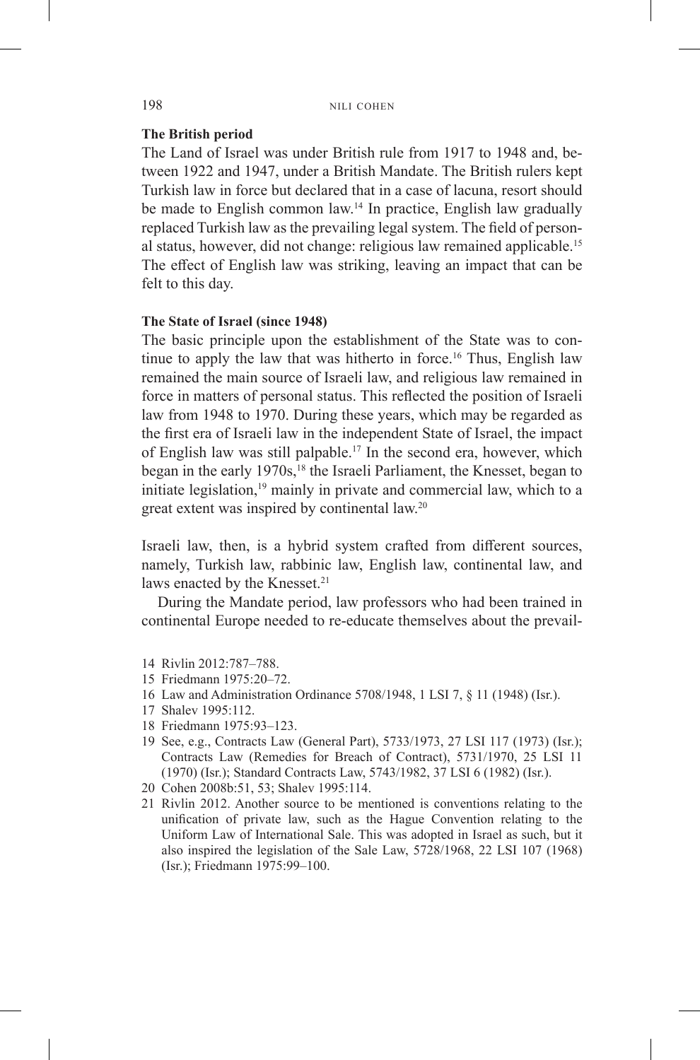### The British period

The Land of Israel was under British rule from 1917 to 1948 and, between 1922 and 1947, under a British Mandate. The British rulers kept Turkish law in force but declared that in a case of lacuna, resort should be made to English common law.[14] In practice, English law gradually replaced Turkish law as the prevailing legal system. The field of personal status, however, did not change: religious law remained applicable.[15] The effect of English law was striking, leaving an impact that can be felt to this day.

### The State of Israel (since 1948)

The basic principle upon the establishment of the State was to continue to apply the law that was hitherto in force.[16] Thus, English law remained the main source of Israeli law, and religious law remained in force in matters of personal status. This reflected the position of Israeli law from 1948 to 1970. During these years, which may be regarded as the first era of Israeli law in the independent State of Israel, the impact of English law was still palpable.[17] In the second era, however, which began in the early 1970s,[18] the Israeli Parliament, the Knesset, began to initiate legislation,[19] mainly in private and commercial law, which to a great extent was inspired by continental law.[20]

Israeli law, then, is a hybrid system crafted from different sources, namely, Turkish law, rabbinic law, English law, continental law, and laws enacted by the Knesset.[21]

During the Mandate period, law professors who had been trained in continental Europe needed to re-educate themselves about the prevail-

14 Rivlin 2012:787–788.

15 Friedmann 1975:20–72.

16 Law and Administration Ordinance 5708/1948, 1 LSI 7, § 11 (1948) (Isr.).

17 Shalev 1995:112.

18 Friedmann 1975:93–123.

19 See, e.g., Contracts Law (General Part), 5733/1973, 27 LSI 117 (1973) (Isr.); Contracts Law (Remedies for Breach of Contract), 5731/1970, 25 LSI 11 (1970) (Isr.); Standard Contracts Law, 5743/1982, 37 LSI 6 (1982) (Isr.).

20 Cohen 2008b:51, 53; Shalev 1995:114.

21 Rivlin 2012. Another source to be mentioned is conventions relating to the unification of private law, such as the Hague Convention relating to the Uniform Law of International Sale. This was adopted in Israel as such, but it also inspired the legislation of the Sale Law, 5728/1968, 22 LSI 107 (1968) (Isr.); Friedmann 1975:99–100.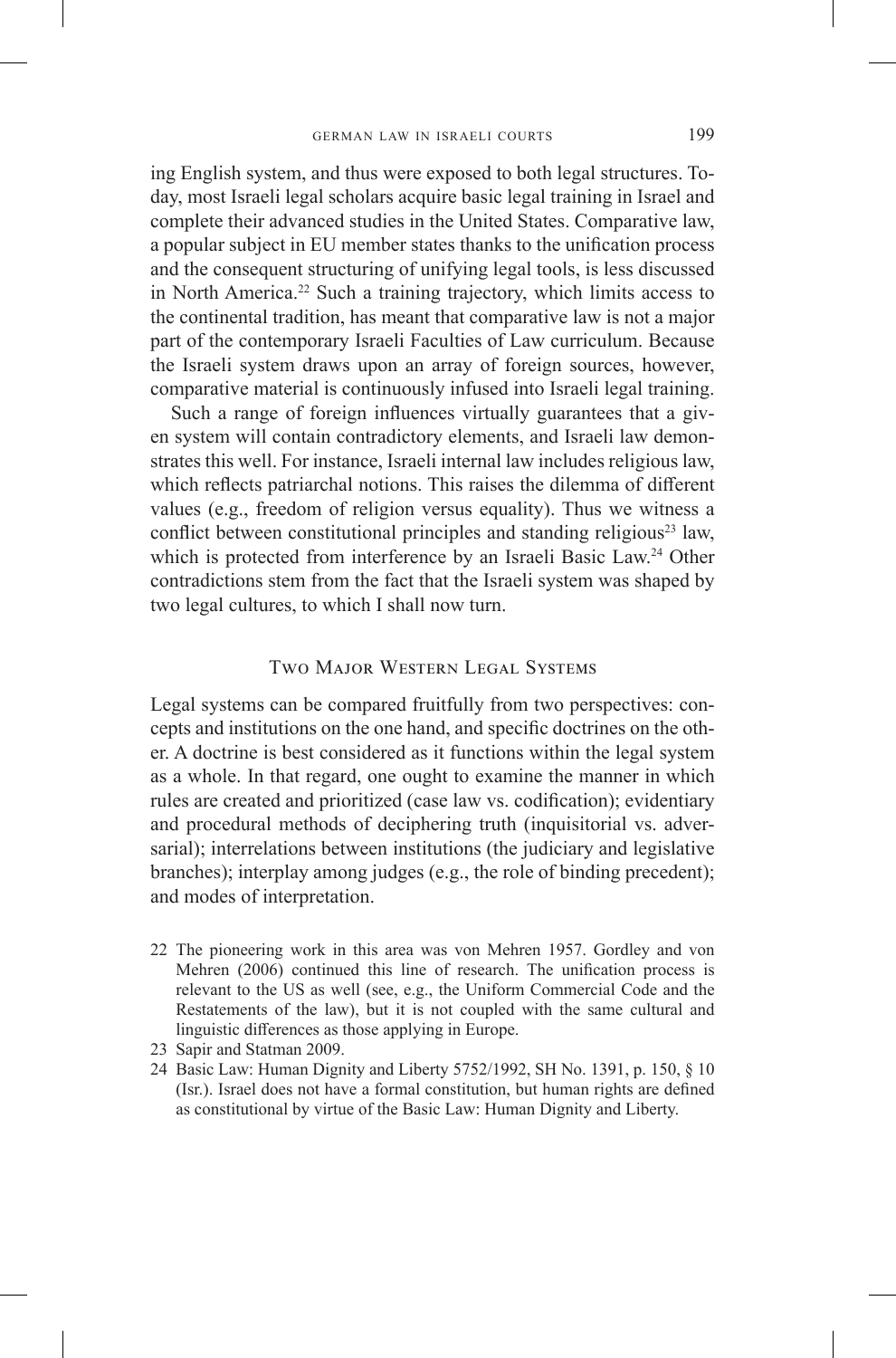ing English system, and thus were exposed to both legal structures. Today, most Israeli legal scholars acquire basic legal training in Israel and complete their advanced studies in the United States. Comparative law, a popular subject in EU member states thanks to the unification process and the consequent structuring of unifying legal tools, is less discussed in North America.[22] Such a training trajectory, which limits access to the continental tradition, has meant that comparative law is not a major part of the contemporary Israeli Faculties of Law curriculum. Because the Israeli system draws upon an array of foreign sources, however, comparative material is continuously infused into Israeli legal training.

Such a range of foreign influences virtually guarantees that a given system will contain contradictory elements, and Israeli law demonstrates this well. For instance, Israeli internal law includes religious law, which reflects patriarchal notions. This raises the dilemma of different values (e.g., freedom of religion versus equality). Thus we witness a conflict between constitutional principles and standing religious[23] law, which is protected from interference by an Israeli Basic Law.[24] Other contradictions stem from the fact that the Israeli system was shaped by two legal cultures, to which I shall now turn.

## Two Major Western Legal Systems

Legal systems can be compared fruitfully from two perspectives: concepts and institutions on the one hand, and specific doctrines on the other. A doctrine is best considered as it functions within the legal system as a whole. In that regard, one ought to examine the manner in which rules are created and prioritized (case law vs. codification); evidentiary and procedural methods of deciphering truth (inquisitorial vs. adversarial); interrelations between institutions (the judiciary and legislative branches); interplay among judges (e.g., the role of binding precedent); and modes of interpretation.

22 The pioneering work in this area was von Mehren 1957. Gordley and von Mehren (2006) continued this line of research. The unification process is relevant to the US as well (see, e.g., the Uniform Commercial Code and the Restatements of the law), but it is not coupled with the same cultural and linguistic differences as those applying in Europe.

23 Sapir and Statman 2009.

24 Basic Law: Human Dignity and Liberty 5752/1992, SH No. 1391, p. 150, § 10 (Isr.). Israel does not have a formal constitution, but human rights are defined as constitutional by virtue of the Basic Law: Human Dignity and Liberty.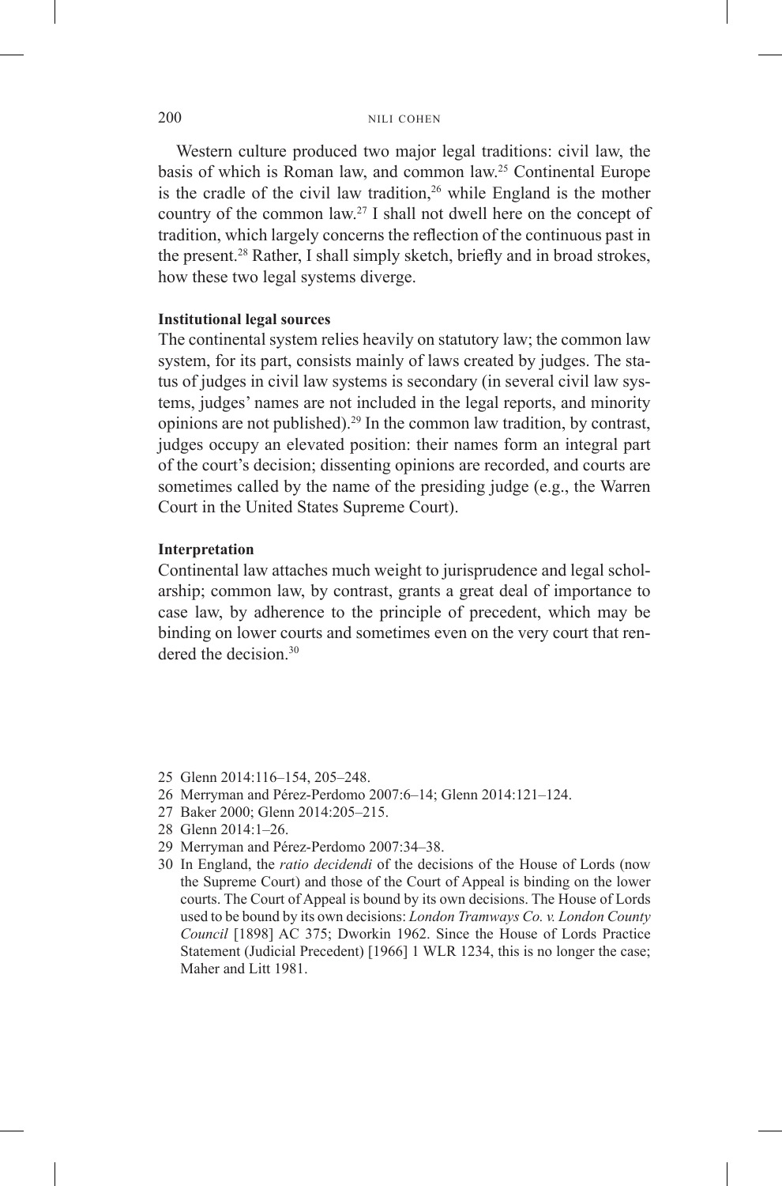Western culture produced two major legal traditions: civil law, the basis of which is Roman law, and common law.[25] Continental Europe is the cradle of the civil law tradition,[26] while England is the mother country of the common law.[27] I shall not dwell here on the concept of tradition, which largely concerns the reflection of the continuous past in the present.[28] Rather, I shall simply sketch, briefly and in broad strokes, how these two legal systems diverge.

**Institutional legal sources**

The continental system relies heavily on statutory law; the common law system, for its part, consists mainly of laws created by judges. The status of judges in civil law systems is secondary (in several civil law systems, judges' names are not included in the legal reports, and minority opinions are not published).[29] In the common law tradition, by contrast, judges occupy an elevated position: their names form an integral part of the court's decision; dissenting opinions are recorded, and courts are sometimes called by the name of the presiding judge (e.g., the Warren Court in the United States Supreme Court).

**Interpretation**

Continental law attaches much weight to jurisprudence and legal scholarship; common law, by contrast, grants a great deal of importance to case law, by adherence to the principle of precedent, which may be binding on lower courts and sometimes even on the very court that rendered the decision.[30]

---

25 Glenn 2014:116–154, 205–248.

26 Merryman and Pérez-Perdomo 2007:6–14; Glenn 2014:121–124.

27 Baker 2000; Glenn 2014:205–215.

28 Glenn 2014:1–26.

29 Merryman and Pérez-Perdomo 2007:34–38.

30 In England, the *ratio decidendi* of the decisions of the House of Lords (now the Supreme Court) and those of the Court of Appeal is binding on the lower courts. The Court of Appeal is bound by its own decisions. The House of Lords used to be bound by its own decisions: *London Tramways Co. v. London County Council* [1898] AC 375; Dworkin 1962. Since the House of Lords Practice Statement (Judicial Precedent) [1966] 1 WLR 1234, this is no longer the case; Maher and Litt 1981.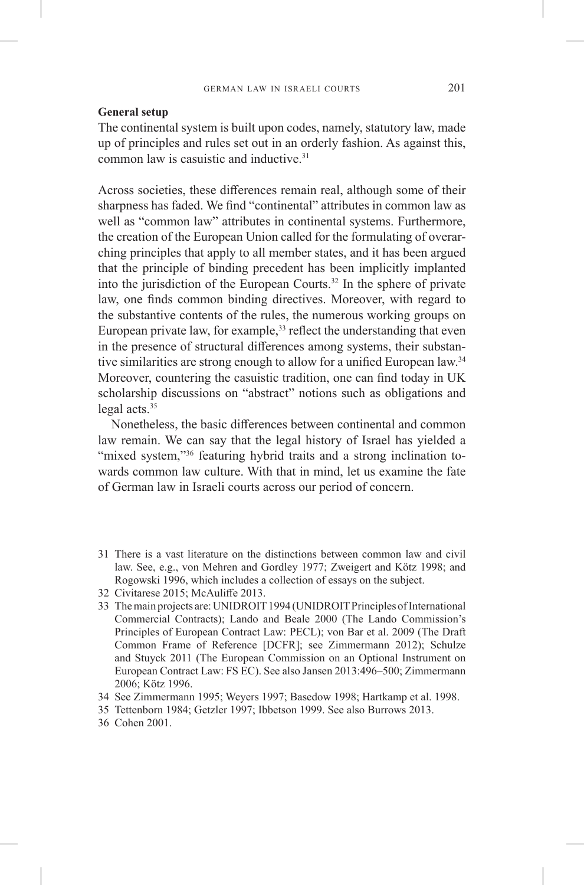**General setup**

The continental system is built upon codes, namely, statutory law, made up of principles and rules set out in an orderly fashion. As against this, common law is casuistic and inductive.[31]

Across societies, these differences remain real, although some of their sharpness has faded. We find "continental" attributes in common law as well as "common law" attributes in continental systems. Furthermore, the creation of the European Union called for the formulating of overarching principles that apply to all member states, and it has been argued that the principle of binding precedent has been implicitly implanted into the jurisdiction of the European Courts.[32] In the sphere of private law, one finds common binding directives. Moreover, with regard to the substantive contents of the rules, the numerous working groups on European private law, for example,[33] reflect the understanding that even in the presence of structural differences among systems, their substantive similarities are strong enough to allow for a unified European law.[34] Moreover, countering the casuistic tradition, one can find today in UK scholarship discussions on "abstract" notions such as obligations and legal acts.[35]

Nonetheless, the basic differences between continental and common law remain. We can say that the legal history of Israel has yielded a "mixed system,"[36] featuring hybrid traits and a strong inclination towards common law culture. With that in mind, let us examine the fate of German law in Israeli courts across our period of concern.

31 There is a vast literature on the distinctions between common law and civil law. See, e.g., von Mehren and Gordley 1977; Zweigert and Kötz 1998; and Rogowski 1996, which includes a collection of essays on the subject.

32 Civitarese 2015; McAuliffe 2013.

33 The main projects are: UNIDROIT 1994 (UNIDROIT Principles of International Commercial Contracts); Lando and Beale 2000 (The Lando Commission's Principles of European Contract Law: PECL); von Bar et al. 2009 (The Draft Common Frame of Reference [DCFR]; see Zimmermann 2012); Schulze and Stuyck 2011 (The European Commission on an Optional Instrument on European Contract Law: FS EC). See also Jansen 2013:496–500; Zimmermann 2006; Kötz 1996.

34 See Zimmermann 1995; Weyers 1997; Basedow 1998; Hartkamp et al. 1998.

35 Tettenborn 1984; Getzler 1997; Ibbetson 1999. See also Burrows 2013.

36 Cohen 2001.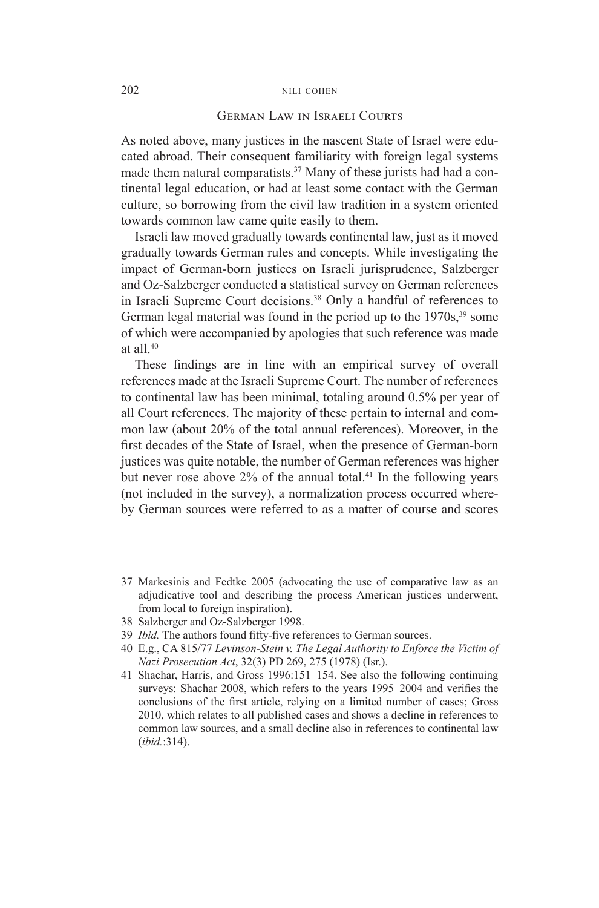## German Law in Israeli Courts

As noted above, many justices in the nascent State of Israel were educated abroad. Their consequent familiarity with foreign legal systems made them natural comparatists.[37] Many of these jurists had had a continental legal education, or had at least some contact with the German culture, so borrowing from the civil law tradition in a system oriented towards common law came quite easily to them.

Israeli law moved gradually towards continental law, just as it moved gradually towards German rules and concepts. While investigating the impact of German-born justices on Israeli jurisprudence, Salzberger and Oz-Salzberger conducted a statistical survey on German references in Israeli Supreme Court decisions.[38] Only a handful of references to German legal material was found in the period up to the 1970s,[39] some of which were accompanied by apologies that such reference was made at all.[40]

These findings are in line with an empirical survey of overall references made at the Israeli Supreme Court. The number of references to continental law has been minimal, totaling around 0.5% per year of all Court references. The majority of these pertain to internal and common law (about 20% of the total annual references). Moreover, in the first decades of the State of Israel, when the presence of German-born justices was quite notable, the number of German references was higher but never rose above 2% of the annual total.[41] In the following years (not included in the survey), a normalization process occurred whereby German sources were referred to as a matter of course and scores

---

37 Markesinis and Fedtke 2005 (advocating the use of comparative law as an adjudicative tool and describing the process American justices underwent, from local to foreign inspiration).

38 Salzberger and Oz-Salzberger 1998.

39 *Ibid.* The authors found fifty-five references to German sources.

40 E.g., CA 815/77 *Levinson-Stein v. The Legal Authority to Enforce the Victim of Nazi Prosecution Act*, 32(3) PD 269, 275 (1978) (Isr.).

41 Shachar, Harris, and Gross 1996:151–154. See also the following continuing surveys: Shachar 2008, which refers to the years 1995–2004 and verifies the conclusions of the first article, relying on a limited number of cases; Gross 2010, which relates to all published cases and shows a decline in references to common law sources, and a small decline also in references to continental law (*ibid.*:314).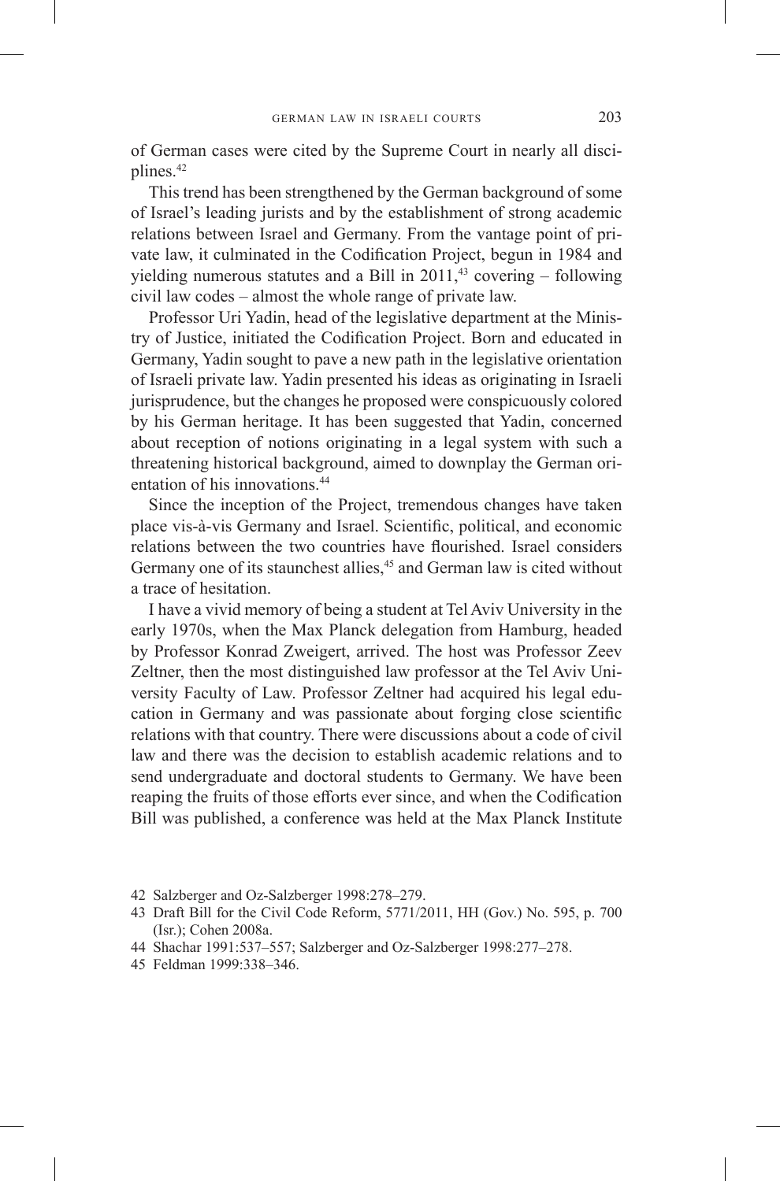of German cases were cited by the Supreme Court in nearly all disciplines.[42]

This trend has been strengthened by the German background of some of Israel's leading jurists and by the establishment of strong academic relations between Israel and Germany. From the vantage point of private law, it culminated in the Codification Project, begun in 1984 and yielding numerous statutes and a Bill in 2011,[43] covering – following civil law codes – almost the whole range of private law.

Professor Uri Yadin, head of the legislative department at the Ministry of Justice, initiated the Codification Project. Born and educated in Germany, Yadin sought to pave a new path in the legislative orientation of Israeli private law. Yadin presented his ideas as originating in Israeli jurisprudence, but the changes he proposed were conspicuously colored by his German heritage. It has been suggested that Yadin, concerned about reception of notions originating in a legal system with such a threatening historical background, aimed to downplay the German orientation of his innovations.[44]

Since the inception of the Project, tremendous changes have taken place vis-à-vis Germany and Israel. Scientific, political, and economic relations between the two countries have flourished. Israel considers Germany one of its staunchest allies,[45] and German law is cited without a trace of hesitation.

I have a vivid memory of being a student at Tel Aviv University in the early 1970s, when the Max Planck delegation from Hamburg, headed by Professor Konrad Zweigert, arrived. The host was Professor Zeev Zeltner, then the most distinguished law professor at the Tel Aviv University Faculty of Law. Professor Zeltner had acquired his legal education in Germany and was passionate about forging close scientific relations with that country. There were discussions about a code of civil law and there was the decision to establish academic relations and to send undergraduate and doctoral students to Germany. We have been reaping the fruits of those efforts ever since, and when the Codification Bill was published, a conference was held at the Max Planck Institute

42 Salzberger and Oz-Salzberger 1998:278–279.

43 Draft Bill for the Civil Code Reform, 5771/2011, HH (Gov.) No. 595, p. 700 (Isr.); Cohen 2008a.

44 Shachar 1991:537–557; Salzberger and Oz-Salzberger 1998:277–278.

45 Feldman 1999:338–346.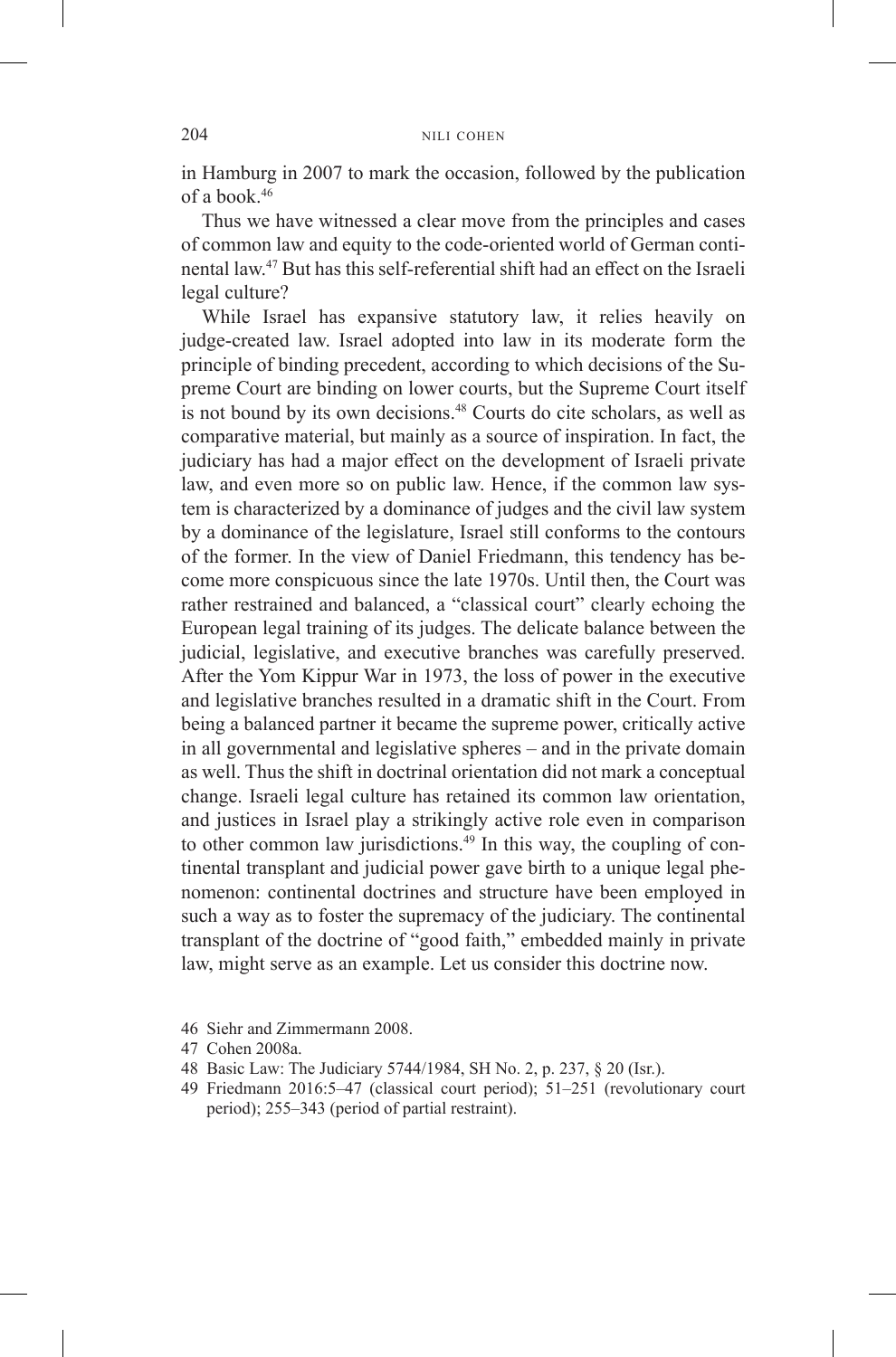in Hamburg in 2007 to mark the occasion, followed by the publication of a book.[46]

Thus we have witnessed a clear move from the principles and cases of common law and equity to the code-oriented world of German continental law.[47] But has this self-referential shift had an effect on the Israeli legal culture?

While Israel has expansive statutory law, it relies heavily on judge-created law. Israel adopted into law in its moderate form the principle of binding precedent, according to which decisions of the Supreme Court are binding on lower courts, but the Supreme Court itself is not bound by its own decisions.[48] Courts do cite scholars, as well as comparative material, but mainly as a source of inspiration. In fact, the judiciary has had a major effect on the development of Israeli private law, and even more so on public law. Hence, if the common law system is characterized by a dominance of judges and the civil law system by a dominance of the legislature, Israel still conforms to the contours of the former. In the view of Daniel Friedmann, this tendency has become more conspicuous since the late 1970s. Until then, the Court was rather restrained and balanced, a "classical court" clearly echoing the European legal training of its judges. The delicate balance between the judicial, legislative, and executive branches was carefully preserved. After the Yom Kippur War in 1973, the loss of power in the executive and legislative branches resulted in a dramatic shift in the Court. From being a balanced partner it became the supreme power, critically active in all governmental and legislative spheres – and in the private domain as well. Thus the shift in doctrinal orientation did not mark a conceptual change. Israeli legal culture has retained its common law orientation, and justices in Israel play a strikingly active role even in comparison to other common law jurisdictions.[49] In this way, the coupling of continental transplant and judicial power gave birth to a unique legal phenomenon: continental doctrines and structure have been employed in such a way as to foster the supremacy of the judiciary. The continental transplant of the doctrine of "good faith," embedded mainly in private law, might serve as an example. Let us consider this doctrine now.

46 Siehr and Zimmermann 2008.

47 Cohen 2008a.

48 Basic Law: The Judiciary 5744/1984, SH No. 2, p. 237, § 20 (Isr.).

49 Friedmann 2016:5–47 (classical court period); 51–251 (revolutionary court period); 255–343 (period of partial restraint).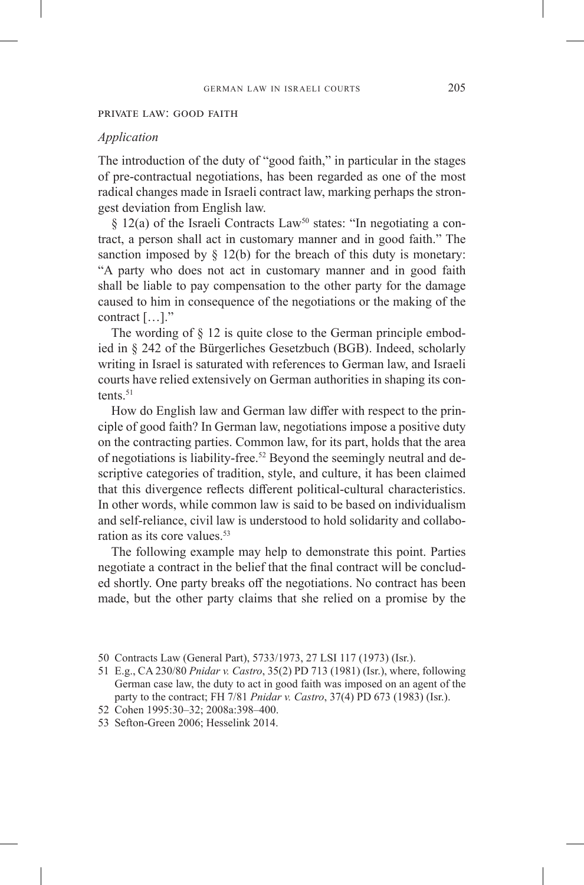## Private Law: Good Faith

### *Application*

The introduction of the duty of "good faith," in particular in the stages of pre-contractual negotiations, has been regarded as one of the most radical changes made in Israeli contract law, marking perhaps the strongest deviation from English law.

§ 12(a) of the Israeli Contracts Law[50] states: "In negotiating a contract, a person shall act in customary manner and in good faith." The sanction imposed by § 12(b) for the breach of this duty is monetary: "A party who does not act in customary manner and in good faith shall be liable to pay compensation to the other party for the damage caused to him in consequence of the negotiations or the making of the contract […]."

The wording of § 12 is quite close to the German principle embodied in § 242 of the Bürgerliches Gesetzbuch (BGB). Indeed, scholarly writing in Israel is saturated with references to German law, and Israeli courts have relied extensively on German authorities in shaping its contents.[51]

How do English law and German law differ with respect to the principle of good faith? In German law, negotiations impose a positive duty on the contracting parties. Common law, for its part, holds that the area of negotiations is liability-free.[52] Beyond the seemingly neutral and descriptive categories of tradition, style, and culture, it has been claimed that this divergence reflects different political-cultural characteristics. In other words, while common law is said to be based on individualism and self-reliance, civil law is understood to hold solidarity and collaboration as its core values.[53]

The following example may help to demonstrate this point. Parties negotiate a contract in the belief that the final contract will be concluded shortly. One party breaks off the negotiations. No contract has been made, but the other party claims that she relied on a promise by the

---

50 Contracts Law (General Part), 5733/1973, 27 LSI 117 (1973) (Isr.).

51 E.g., CA 230/80 *Pnidar v. Castro*, 35(2) PD 713 (1981) (Isr.), where, following German case law, the duty to act in good faith was imposed on an agent of the party to the contract; FH 7/81 *Pnidar v. Castro*, 37(4) PD 673 (1983) (Isr.).

52 Cohen 1995:30–32; 2008a:398–400.

53 Sefton-Green 2006; Hesselink 2014.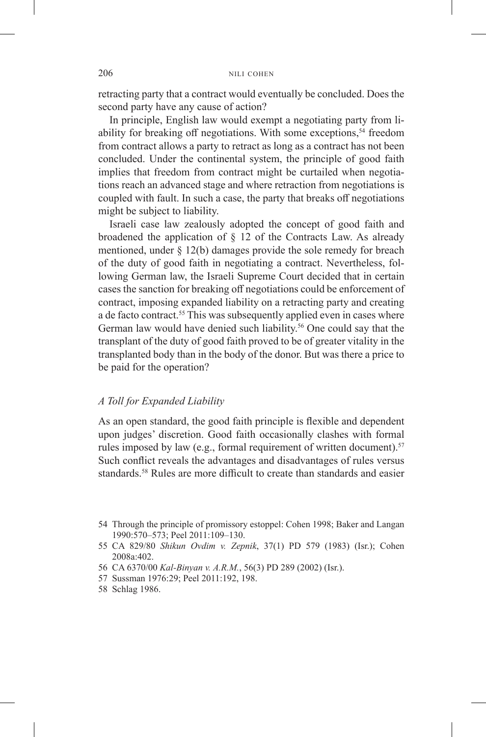retracting party that a contract would eventually be concluded. Does the second party have any cause of action?

In principle, English law would exempt a negotiating party from liability for breaking off negotiations. With some exceptions,[54] freedom from contract allows a party to retract as long as a contract has not been concluded. Under the continental system, the principle of good faith implies that freedom from contract might be curtailed when negotiations reach an advanced stage and where retraction from negotiations is coupled with fault. In such a case, the party that breaks off negotiations might be subject to liability.

Israeli case law zealously adopted the concept of good faith and broadened the application of § 12 of the Contracts Law. As already mentioned, under § 12(b) damages provide the sole remedy for breach of the duty of good faith in negotiating a contract. Nevertheless, following German law, the Israeli Supreme Court decided that in certain cases the sanction for breaking off negotiations could be enforcement of contract, imposing expanded liability on a retracting party and creating a de facto contract.[55] This was subsequently applied even in cases where German law would have denied such liability.[56] One could say that the transplant of the duty of good faith proved to be of greater vitality in the transplanted body than in the body of the donor. But was there a price to be paid for the operation?

### *A Toll for Expanded Liability*

As an open standard, the good faith principle is flexible and dependent upon judges' discretion. Good faith occasionally clashes with formal rules imposed by law (e.g., formal requirement of written document).[57] Such conflict reveals the advantages and disadvantages of rules versus standards.[58] Rules are more difficult to create than standards and easier

54 Through the principle of promissory estoppel: Cohen 1998; Baker and Langan 1990:570–573; Peel 2011:109–130.

55 CA 829/80 *Shikun Ovdim v. Zepnik*, 37(1) PD 579 (1983) (Isr.); Cohen 2008a:402.

56 CA 6370/00 *Kal-Binyan v. A.R.M.*, 56(3) PD 289 (2002) (Isr.).

57 Sussman 1976:29; Peel 2011:192, 198.

58 Schlag 1986.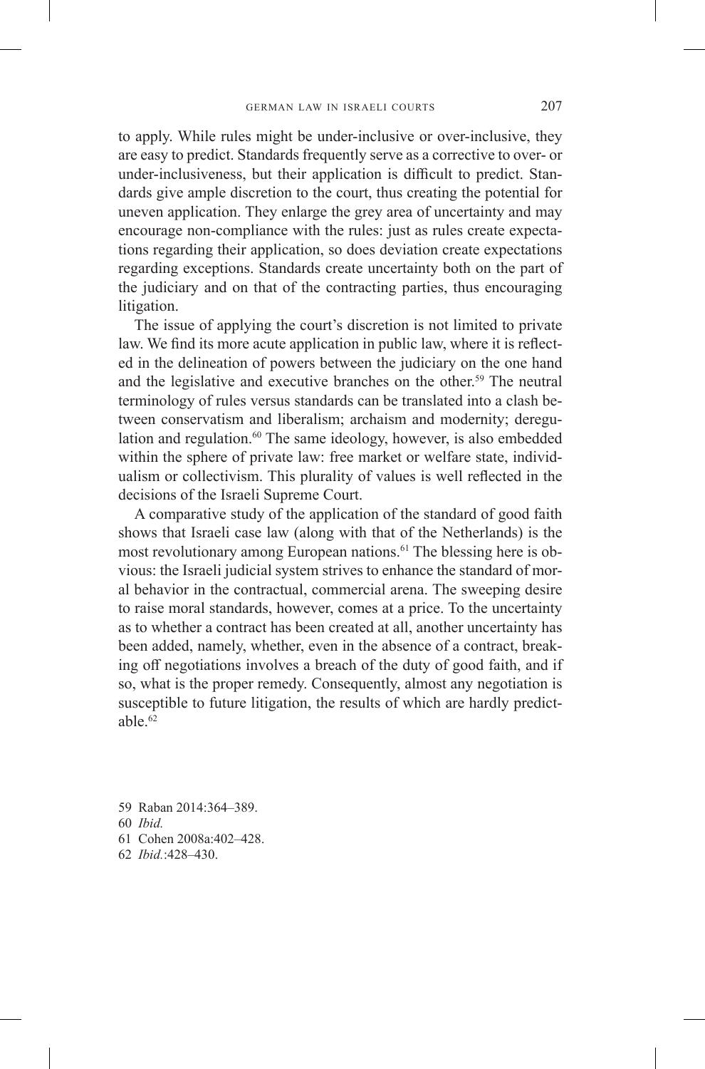to apply. While rules might be under-inclusive or over-inclusive, they are easy to predict. Standards frequently serve as a corrective to over- or under-inclusiveness, but their application is difficult to predict. Standards give ample discretion to the court, thus creating the potential for uneven application. They enlarge the grey area of uncertainty and may encourage non-compliance with the rules: just as rules create expectations regarding their application, so does deviation create expectations regarding exceptions. Standards create uncertainty both on the part of the judiciary and on that of the contracting parties, thus encouraging litigation.

The issue of applying the court's discretion is not limited to private law. We find its more acute application in public law, where it is reflected in the delineation of powers between the judiciary on the one hand and the legislative and executive branches on the other.[59] The neutral terminology of rules versus standards can be translated into a clash between conservatism and liberalism; archaism and modernity; deregulation and regulation.[60] The same ideology, however, is also embedded within the sphere of private law: free market or welfare state, individualism or collectivism. This plurality of values is well reflected in the decisions of the Israeli Supreme Court.

A comparative study of the application of the standard of good faith shows that Israeli case law (along with that of the Netherlands) is the most revolutionary among European nations.[61] The blessing here is obvious: the Israeli judicial system strives to enhance the standard of moral behavior in the contractual, commercial arena. The sweeping desire to raise moral standards, however, comes at a price. To the uncertainty as to whether a contract has been created at all, another uncertainty has been added, namely, whether, even in the absence of a contract, breaking off negotiations involves a breach of the duty of good faith, and if so, what is the proper remedy. Consequently, almost any negotiation is susceptible to future litigation, the results of which are hardly predictable.[62]

59 Raban 2014:364–389.

60 *Ibid.*

61 Cohen 2008a:402–428.

62 *Ibid.*:428–430.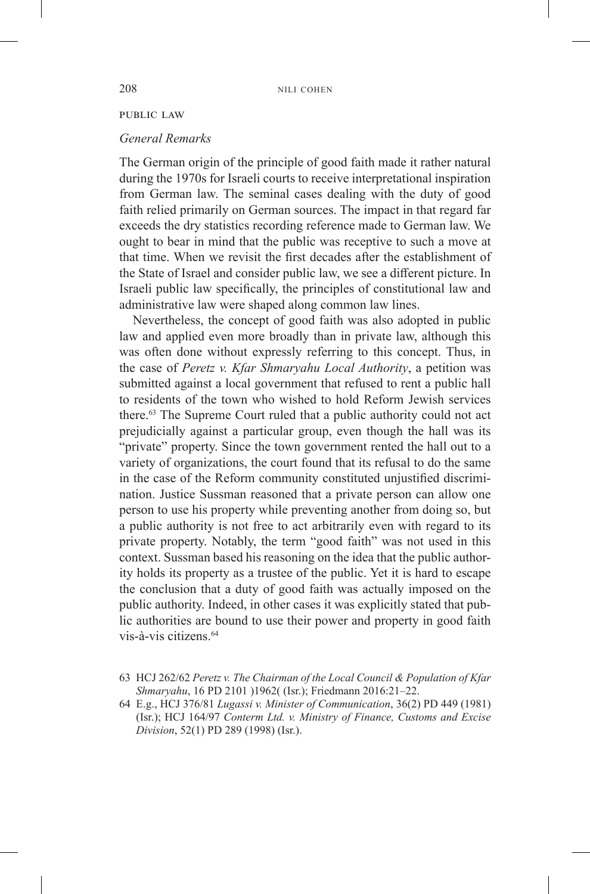## PUBLIC LAW

### *General Remarks*

The German origin of the principle of good faith made it rather natural during the 1970s for Israeli courts to receive interpretational inspiration from German law. The seminal cases dealing with the duty of good faith relied primarily on German sources. The impact in that regard far exceeds the dry statistics recording reference made to German law. We ought to bear in mind that the public was receptive to such a move at that time. When we revisit the first decades after the establishment of the State of Israel and consider public law, we see a different picture. In Israeli public law specifically, the principles of constitutional law and administrative law were shaped along common law lines.

Nevertheless, the concept of good faith was also adopted in public law and applied even more broadly than in private law, although this was often done without expressly referring to this concept. Thus, in the case of *Peretz v. Kfar Shmaryahu Local Authority*, a petition was submitted against a local government that refused to rent a public hall to residents of the town who wished to hold Reform Jewish services there.[63] The Supreme Court ruled that a public authority could not act prejudicially against a particular group, even though the hall was its "private" property. Since the town government rented the hall out to a variety of organizations, the court found that its refusal to do the same in the case of the Reform community constituted unjustified discrimination. Justice Sussman reasoned that a private person can allow one person to use his property while preventing another from doing so, but a public authority is not free to act arbitrarily even with regard to its private property. Notably, the term "good faith" was not used in this context. Sussman based his reasoning on the idea that the public authority holds its property as a trustee of the public. Yet it is hard to escape the conclusion that a duty of good faith was actually imposed on the public authority. Indeed, in other cases it was explicitly stated that public authorities are bound to use their power and property in good faith vis-à-vis citizens.[64]

63 HCJ 262/62 *Peretz v. The Chairman of the Local Council & Population of Kfar Shmaryahu*, 16 PD 2101 )1962( (Isr.); Friedmann 2016:21–22.

64 E.g., HCJ 376/81 *Lugassi v. Minister of Communication*, 36(2) PD 449 (1981) (Isr.); HCJ 164/97 *Conterm Ltd. v. Ministry of Finance, Customs and Excise Division*, 52(1) PD 289 (1998) (Isr.).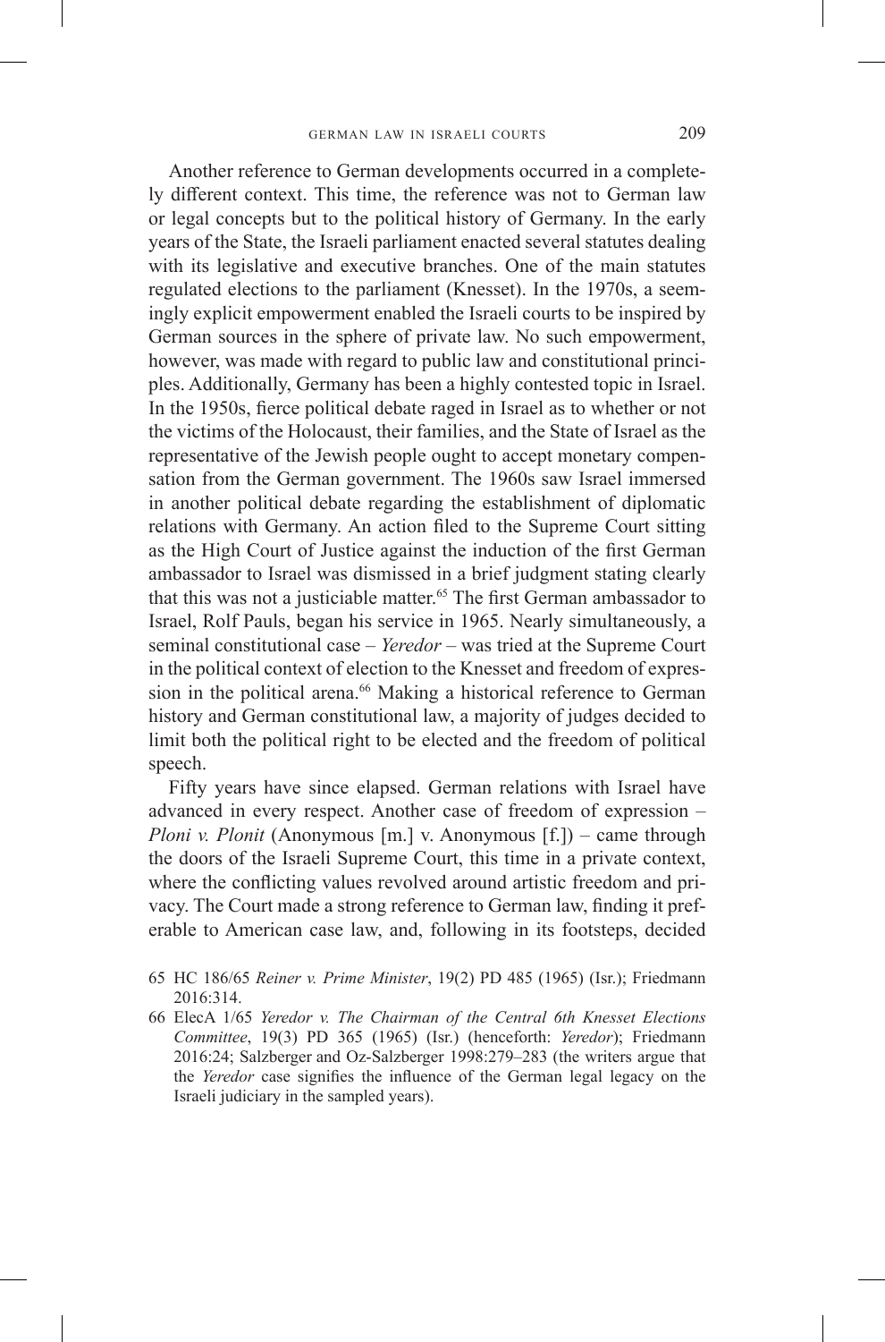Another reference to German developments occurred in a completely different context. This time, the reference was not to German law or legal concepts but to the political history of Germany. In the early years of the State, the Israeli parliament enacted several statutes dealing with its legislative and executive branches. One of the main statutes regulated elections to the parliament (Knesset). In the 1970s, a seemingly explicit empowerment enabled the Israeli courts to be inspired by German sources in the sphere of private law. No such empowerment, however, was made with regard to public law and constitutional principles. Additionally, Germany has been a highly contested topic in Israel. In the 1950s, fierce political debate raged in Israel as to whether or not the victims of the Holocaust, their families, and the State of Israel as the representative of the Jewish people ought to accept monetary compensation from the German government. The 1960s saw Israel immersed in another political debate regarding the establishment of diplomatic relations with Germany. An action filed to the Supreme Court sitting as the High Court of Justice against the induction of the first German ambassador to Israel was dismissed in a brief judgment stating clearly that this was not a justiciable matter.[65] The first German ambassador to Israel, Rolf Pauls, began his service in 1965. Nearly simultaneously, a seminal constitutional case – *Yeredor* – was tried at the Supreme Court in the political context of election to the Knesset and freedom of expression in the political arena.[66] Making a historical reference to German history and German constitutional law, a majority of judges decided to limit both the political right to be elected and the freedom of political speech.

Fifty years have since elapsed. German relations with Israel have advanced in every respect. Another case of freedom of expression – *Ploni v. Plonit* (Anonymous [m.] v. Anonymous [f.]) – came through the doors of the Israeli Supreme Court, this time in a private context, where the conflicting values revolved around artistic freedom and privacy. The Court made a strong reference to German law, finding it preferable to American case law, and, following in its footsteps, decided

65 HC 186/65 *Reiner v. Prime Minister*, 19(2) PD 485 (1965) (Isr.); Friedmann 2016:314.

66 ElecA 1/65 *Yeredor v. The Chairman of the Central 6th Knesset Elections Committee*, 19(3) PD 365 (1965) (Isr.) (henceforth: *Yeredor*); Friedmann 2016:24; Salzberger and Oz-Salzberger 1998:279–283 (the writers argue that the *Yeredor* case signifies the influence of the German legal legacy on the Israeli judiciary in the sampled years).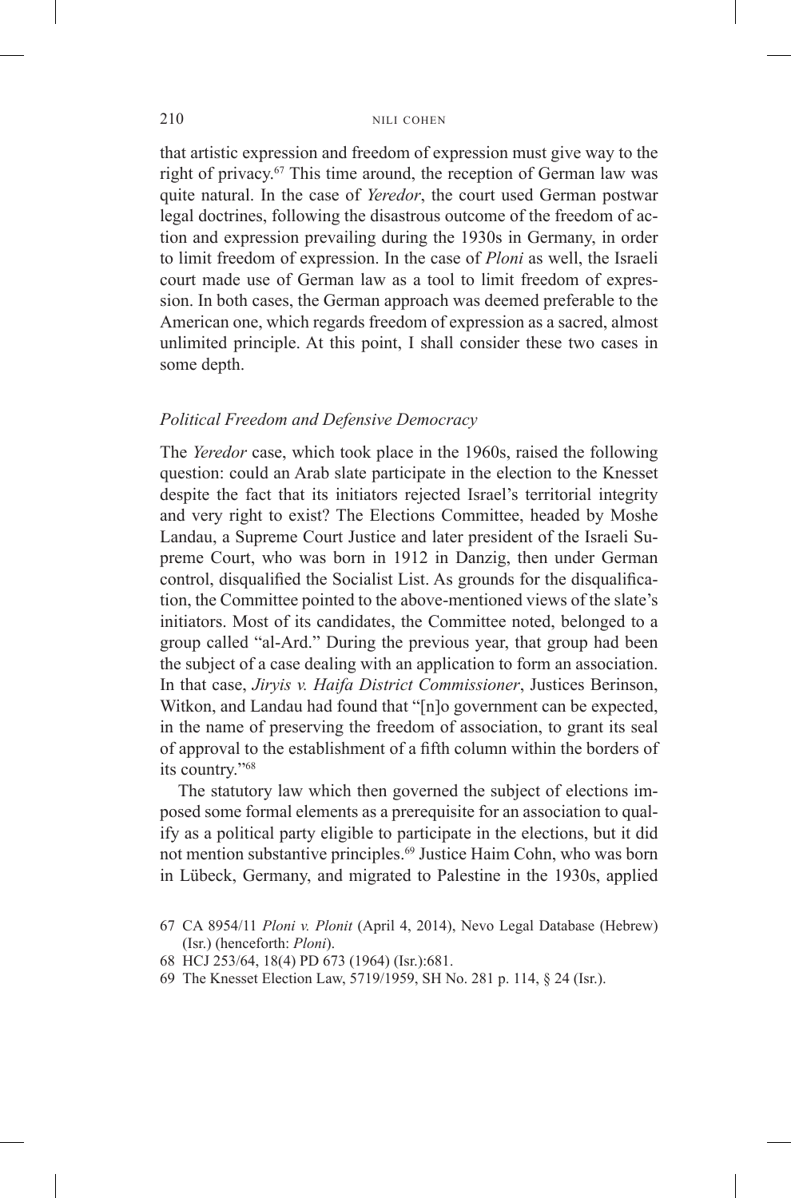that artistic expression and freedom of expression must give way to the right of privacy.[67] This time around, the reception of German law was quite natural. In the case of *Yeredor*, the court used German postwar legal doctrines, following the disastrous outcome of the freedom of action and expression prevailing during the 1930s in Germany, in order to limit freedom of expression. In the case of *Ploni* as well, the Israeli court made use of German law as a tool to limit freedom of expression. In both cases, the German approach was deemed preferable to the American one, which regards freedom of expression as a sacred, almost unlimited principle. At this point, I shall consider these two cases in some depth.

### *Political Freedom and Defensive Democracy*

The *Yeredor* case, which took place in the 1960s, raised the following question: could an Arab slate participate in the election to the Knesset despite the fact that its initiators rejected Israel's territorial integrity and very right to exist? The Elections Committee, headed by Moshe Landau, a Supreme Court Justice and later president of the Israeli Supreme Court, who was born in 1912 in Danzig, then under German control, disqualified the Socialist List. As grounds for the disqualification, the Committee pointed to the above-mentioned views of the slate's initiators. Most of its candidates, the Committee noted, belonged to a group called "al-Ard." During the previous year, that group had been the subject of a case dealing with an application to form an association. In that case, *Jiryis v. Haifa District Commissioner*, Justices Berinson, Witkon, and Landau had found that "[n]o government can be expected, in the name of preserving the freedom of association, to grant its seal of approval to the establishment of a fifth column within the borders of its country."[68]

The statutory law which then governed the subject of elections imposed some formal elements as a prerequisite for an association to qualify as a political party eligible to participate in the elections, but it did not mention substantive principles.[69] Justice Haim Cohn, who was born in Lübeck, Germany, and migrated to Palestine in the 1930s, applied

67 CA 8954/11 *Ploni v. Plonit* (April 4, 2014), Nevo Legal Database (Hebrew) (Isr.) (henceforth: *Ploni*).

68 HCJ 253/64, 18(4) PD 673 (1964) (Isr.):681.

69 The Knesset Election Law, 5719/1959, SH No. 281 p. 114, § 24 (Isr.).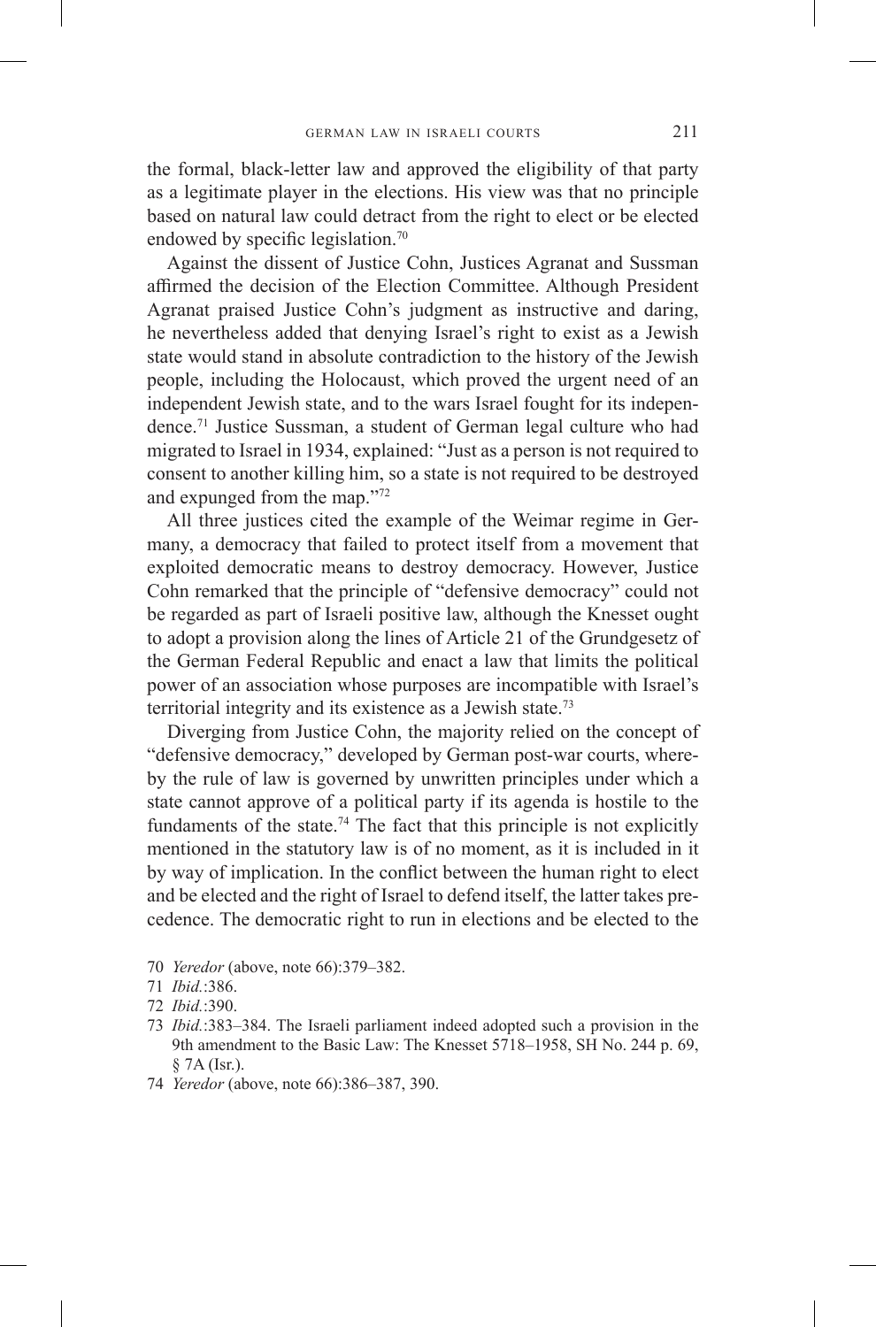the formal, black-letter law and approved the eligibility of that party as a legitimate player in the elections. His view was that no principle based on natural law could detract from the right to elect or be elected endowed by specific legislation.[70]

Against the dissent of Justice Cohn, Justices Agranat and Sussman affirmed the decision of the Election Committee. Although President Agranat praised Justice Cohn's judgment as instructive and daring, he nevertheless added that denying Israel's right to exist as a Jewish state would stand in absolute contradiction to the history of the Jewish people, including the Holocaust, which proved the urgent need of an independent Jewish state, and to the wars Israel fought for its independence.[71] Justice Sussman, a student of German legal culture who had migrated to Israel in 1934, explained: "Just as a person is not required to consent to another killing him, so a state is not required to be destroyed and expunged from the map."[72]

All three justices cited the example of the Weimar regime in Germany, a democracy that failed to protect itself from a movement that exploited democratic means to destroy democracy. However, Justice Cohn remarked that the principle of "defensive democracy" could not be regarded as part of Israeli positive law, although the Knesset ought to adopt a provision along the lines of Article 21 of the Grundgesetz of the German Federal Republic and enact a law that limits the political power of an association whose purposes are incompatible with Israel's territorial integrity and its existence as a Jewish state.[73]

Diverging from Justice Cohn, the majority relied on the concept of "defensive democracy," developed by German post-war courts, whereby the rule of law is governed by unwritten principles under which a state cannot approve of a political party if its agenda is hostile to the fundaments of the state.[74] The fact that this principle is not explicitly mentioned in the statutory law is of no moment, as it is included in it by way of implication. In the conflict between the human right to elect and be elected and the right of Israel to defend itself, the latter takes precedence. The democratic right to run in elections and be elected to the

70 *Yeredor* (above, note 66):379–382.

71 *Ibid.*:386.

72 *Ibid.*:390.

73 *Ibid.*:383–384. The Israeli parliament indeed adopted such a provision in the 9th amendment to the Basic Law: The Knesset 5718–1958, SH No. 244 p. 69, § 7A (Isr.).

74 *Yeredor* (above, note 66):386–387, 390.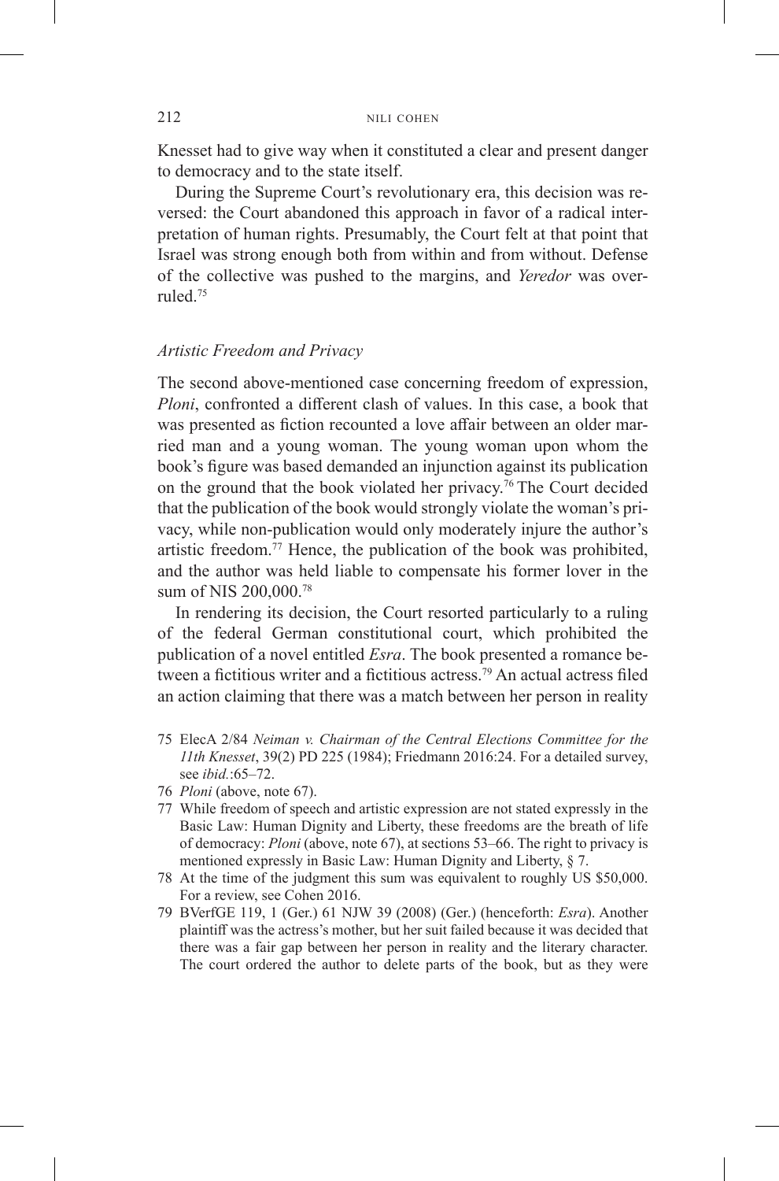Knesset had to give way when it constituted a clear and present danger to democracy and to the state itself.

During the Supreme Court's revolutionary era, this decision was reversed: the Court abandoned this approach in favor of a radical interpretation of human rights. Presumably, the Court felt at that point that Israel was strong enough both from within and from without. Defense of the collective was pushed to the margins, and *Yeredor* was overruled.[75]

### *Artistic Freedom and Privacy*

The second above-mentioned case concerning freedom of expression, *Ploni*, confronted a different clash of values. In this case, a book that was presented as fiction recounted a love affair between an older married man and a young woman. The young woman upon whom the book's figure was based demanded an injunction against its publication on the ground that the book violated her privacy.[76] The Court decided that the publication of the book would strongly violate the woman's privacy, while non-publication would only moderately injure the author's artistic freedom.[77] Hence, the publication of the book was prohibited, and the author was held liable to compensate his former lover in the sum of NIS 200,000.[78]

In rendering its decision, the Court resorted particularly to a ruling of the federal German constitutional court, which prohibited the publication of a novel entitled *Esra*. The book presented a romance between a fictitious writer and a fictitious actress.[79] An actual actress filed an action claiming that there was a match between her person in reality

---

75 ElecA 2/84 *Neiman v. Chairman of the Central Elections Committee for the 11th Knesset*, 39(2) PD 225 (1984); Friedmann 2016:24. For a detailed survey, see *ibid.*:65–72.

76 *Ploni* (above, note 67).

77 While freedom of speech and artistic expression are not stated expressly in the Basic Law: Human Dignity and Liberty, these freedoms are the breath of life of democracy: *Ploni* (above, note 67), at sections 53–66. The right to privacy is mentioned expressly in Basic Law: Human Dignity and Liberty, § 7.

78 At the time of the judgment this sum was equivalent to roughly US $50,000. For a review, see Cohen 2016.

79 BVerfGE 119, 1 (Ger.) 61 NJW 39 (2008) (Ger.) (henceforth: *Esra*). Another plaintiff was the actress's mother, but her suit failed because it was decided that there was a fair gap between her person in reality and the literary character. The court ordered the author to delete parts of the book, but as they were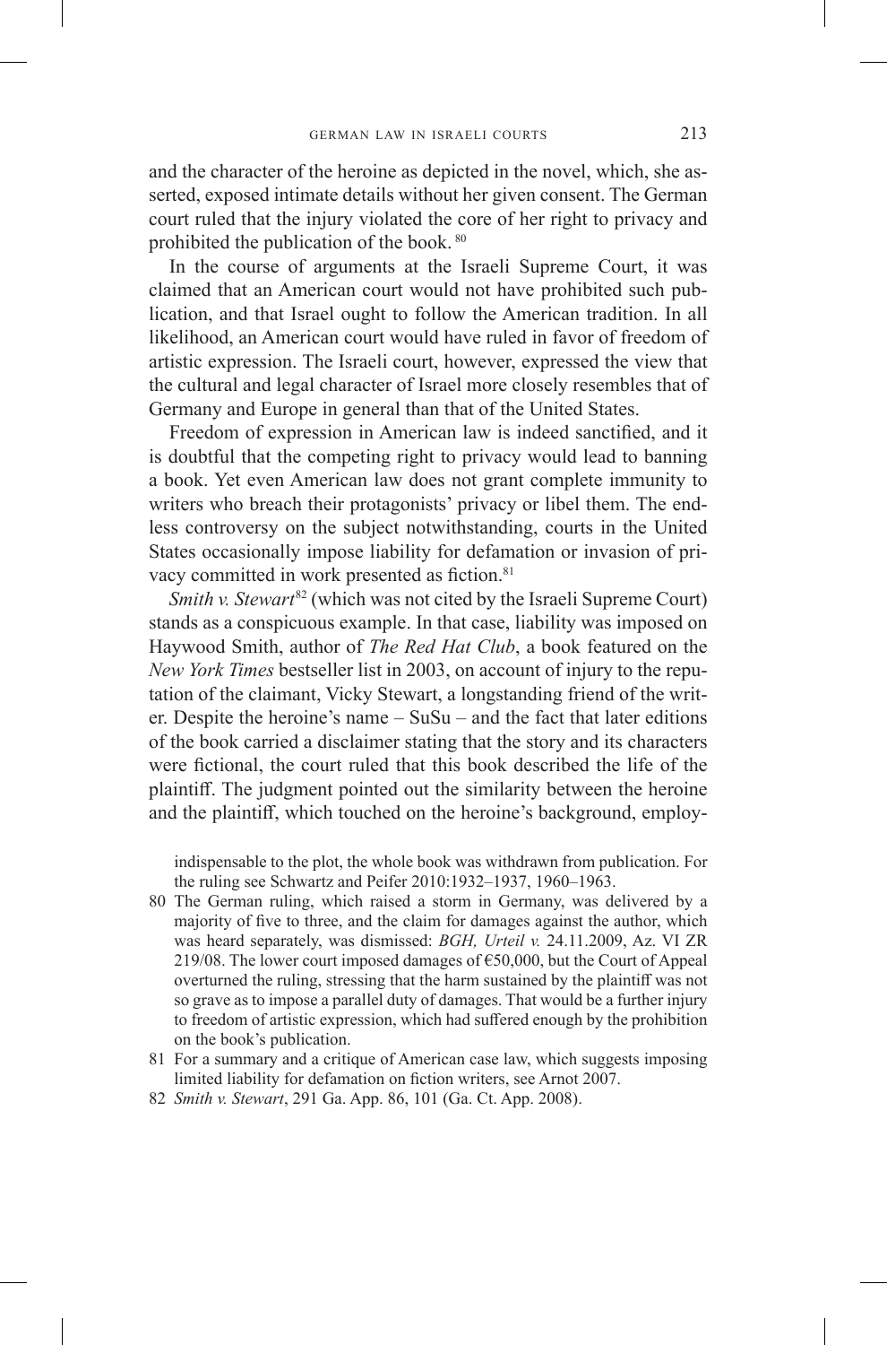and the character of the heroine as depicted in the novel, which, she asserted, exposed intimate details without her given consent. The German court ruled that the injury violated the core of her right to privacy and prohibited the publication of the book. [80]

In the course of arguments at the Israeli Supreme Court, it was claimed that an American court would not have prohibited such publication, and that Israel ought to follow the American tradition. In all likelihood, an American court would have ruled in favor of freedom of artistic expression. The Israeli court, however, expressed the view that the cultural and legal character of Israel more closely resembles that of Germany and Europe in general than that of the United States.

Freedom of expression in American law is indeed sanctified, and it is doubtful that the competing right to privacy would lead to banning a book. Yet even American law does not grant complete immunity to writers who breach their protagonists' privacy or libel them. The endless controversy on the subject notwithstanding, courts in the United States occasionally impose liability for defamation or invasion of privacy committed in work presented as fiction.[81]

*Smith v. Stewart*[82] (which was not cited by the Israeli Supreme Court) stands as a conspicuous example. In that case, liability was imposed on Haywood Smith, author of *The Red Hat Club*, a book featured on the *New York Times* bestseller list in 2003, on account of injury to the reputation of the claimant, Vicky Stewart, a longstanding friend of the writer. Despite the heroine's name – SuSu – and the fact that later editions of the book carried a disclaimer stating that the story and its characters were fictional, the court ruled that this book described the life of the plaintiff. The judgment pointed out the similarity between the heroine and the plaintiff, which touched on the heroine's background, employ-

---

indispensable to the plot, the whole book was withdrawn from publication. For the ruling see Schwartz and Peifer 2010:1932–1937, 1960–1963.

80 The German ruling, which raised a storm in Germany, was delivered by a majority of five to three, and the claim for damages against the author, which was heard separately, was dismissed: *BGH, Urteil v.* 24.11.2009, Az. VI ZR 219/08. The lower court imposed damages of €50,000, but the Court of Appeal overturned the ruling, stressing that the harm sustained by the plaintiff was not so grave as to impose a parallel duty of damages. That would be a further injury to freedom of artistic expression, which had suffered enough by the prohibition on the book's publication.

81 For a summary and a critique of American case law, which suggests imposing limited liability for defamation on fiction writers, see Arnot 2007.

82 *Smith v. Stewart*, 291 Ga. App. 86, 101 (Ga. Ct. App. 2008).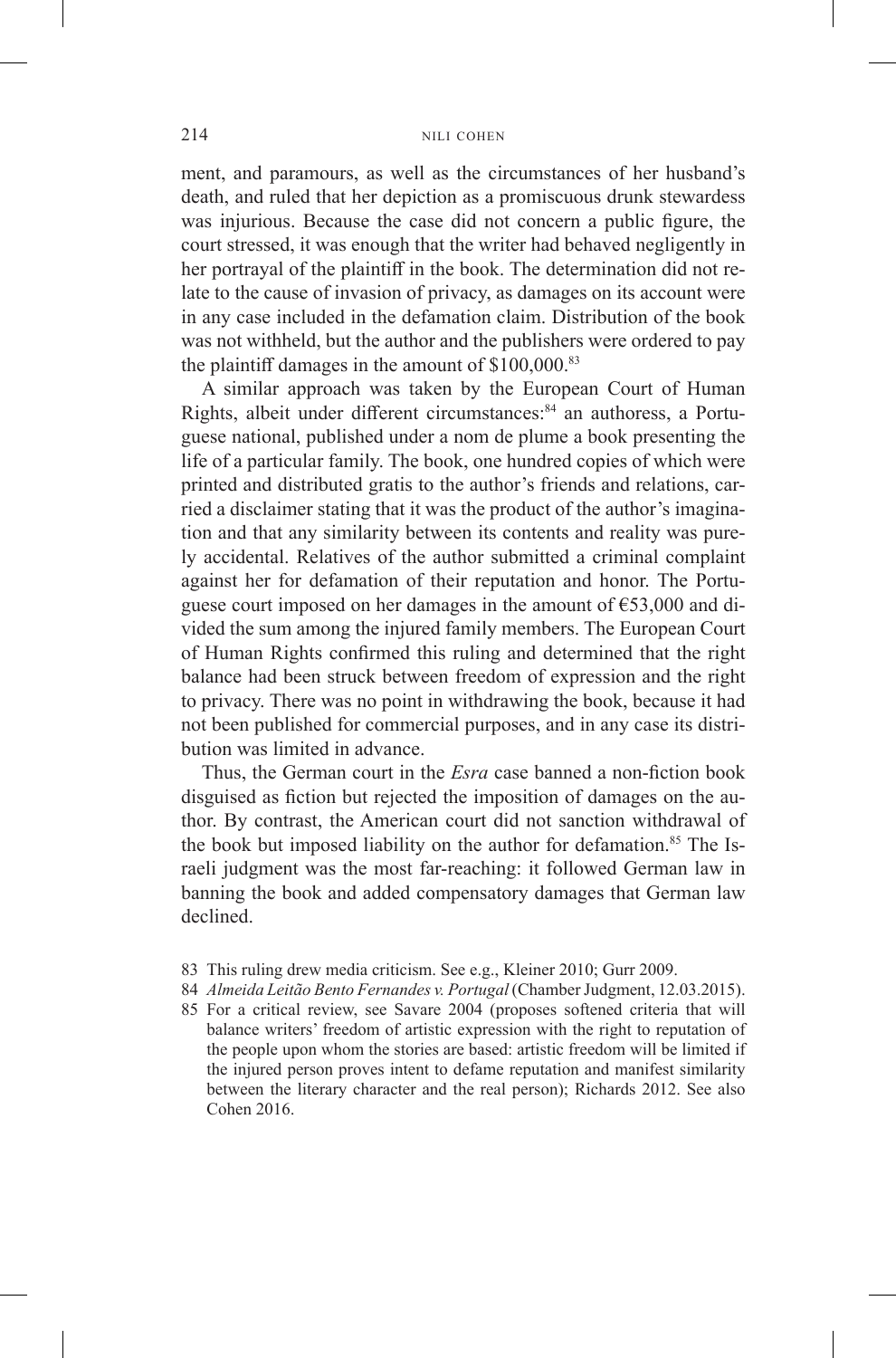ment, and paramours, as well as the circumstances of her husband's death, and ruled that her depiction as a promiscuous drunk stewardess was injurious. Because the case did not concern a public figure, the court stressed, it was enough that the writer had behaved negligently in her portrayal of the plaintiff in the book. The determination did not relate to the cause of invasion of privacy, as damages on its account were in any case included in the defamation claim. Distribution of the book was not withheld, but the author and the publishers were ordered to pay the plaintiff damages in the amount of $100,000.[83]

A similar approach was taken by the European Court of Human Rights, albeit under different circumstances:[84] an authoress, a Portuguese national, published under a nom de plume a book presenting the life of a particular family. The book, one hundred copies of which were printed and distributed gratis to the author's friends and relations, carried a disclaimer stating that it was the product of the author's imagination and that any similarity between its contents and reality was purely accidental. Relatives of the author submitted a criminal complaint against her for defamation of their reputation and honor. The Portuguese court imposed on her damages in the amount of €53,000 and divided the sum among the injured family members. The European Court of Human Rights confirmed this ruling and determined that the right balance had been struck between freedom of expression and the right to privacy. There was no point in withdrawing the book, because it had not been published for commercial purposes, and in any case its distribution was limited in advance.

Thus, the German court in the *Esra* case banned a non-fiction book disguised as fiction but rejected the imposition of damages on the author. By contrast, the American court did not sanction withdrawal of the book but imposed liability on the author for defamation.[85] The Israeli judgment was the most far-reaching: it followed German law in banning the book and added compensatory damages that German law declined.

83 This ruling drew media criticism. See e.g., Kleiner 2010; Gurr 2009.

84 *Almeida Leitão Bento Fernandes v. Portugal* (Chamber Judgment, 12.03.2015).

85 For a critical review, see Savare 2004 (proposes softened criteria that will balance writers' freedom of artistic expression with the right to reputation of the people upon whom the stories are based: artistic freedom will be limited if the injured person proves intent to defame reputation and manifest similarity between the literary character and the real person); Richards 2012. See also Cohen 2016.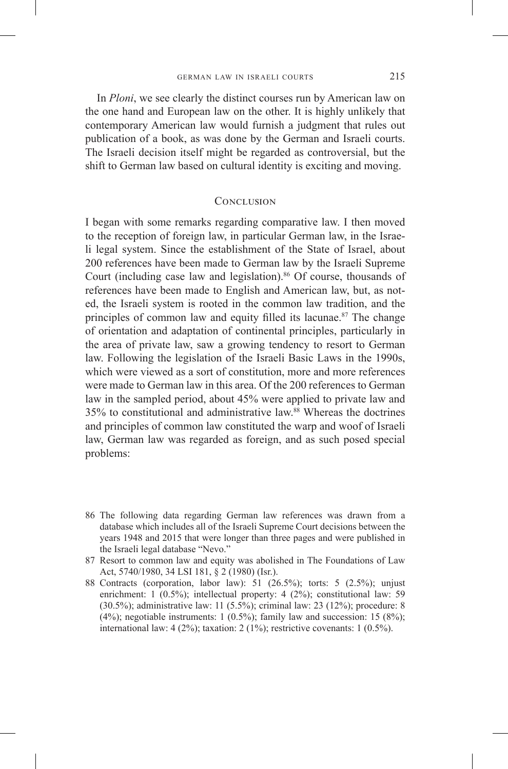In *Ploni*, we see clearly the distinct courses run by American law on the one hand and European law on the other. It is highly unlikely that contemporary American law would furnish a judgment that rules out publication of a book, as was done by the German and Israeli courts. The Israeli decision itself might be regarded as controversial, but the shift to German law based on cultural identity is exciting and moving.

## Conclusion

I began with some remarks regarding comparative law. I then moved to the reception of foreign law, in particular German law, in the Israeli legal system. Since the establishment of the State of Israel, about 200 references have been made to German law by the Israeli Supreme Court (including case law and legislation).[86] Of course, thousands of references have been made to English and American law, but, as noted, the Israeli system is rooted in the common law tradition, and the principles of common law and equity filled its lacunae.[87] The change of orientation and adaptation of continental principles, particularly in the area of private law, saw a growing tendency to resort to German law. Following the legislation of the Israeli Basic Laws in the 1990s, which were viewed as a sort of constitution, more and more references were made to German law in this area. Of the 200 references to German law in the sampled period, about 45% were applied to private law and 35% to constitutional and administrative law.[88] Whereas the doctrines and principles of common law constituted the warp and woof of Israeli law, German law was regarded as foreign, and as such posed special problems:

86 The following data regarding German law references was drawn from a database which includes all of the Israeli Supreme Court decisions between the years 1948 and 2015 that were longer than three pages and were published in the Israeli legal database "Nevo."

87 Resort to common law and equity was abolished in The Foundations of Law Act, 5740/1980, 34 LSI 181, § 2 (1980) (Isr.).

88 Contracts (corporation, labor law): 51 (26.5%); torts: 5 (2.5%); unjust enrichment: 1 (0.5%); intellectual property: 4 (2%); constitutional law: 59 (30.5%); administrative law: 11 (5.5%); criminal law: 23 (12%); procedure: 8 (4%); negotiable instruments: 1 (0.5%); family law and succession: 15 (8%); international law: 4 (2%); taxation: 2 (1%); restrictive covenants: 1 (0.5%).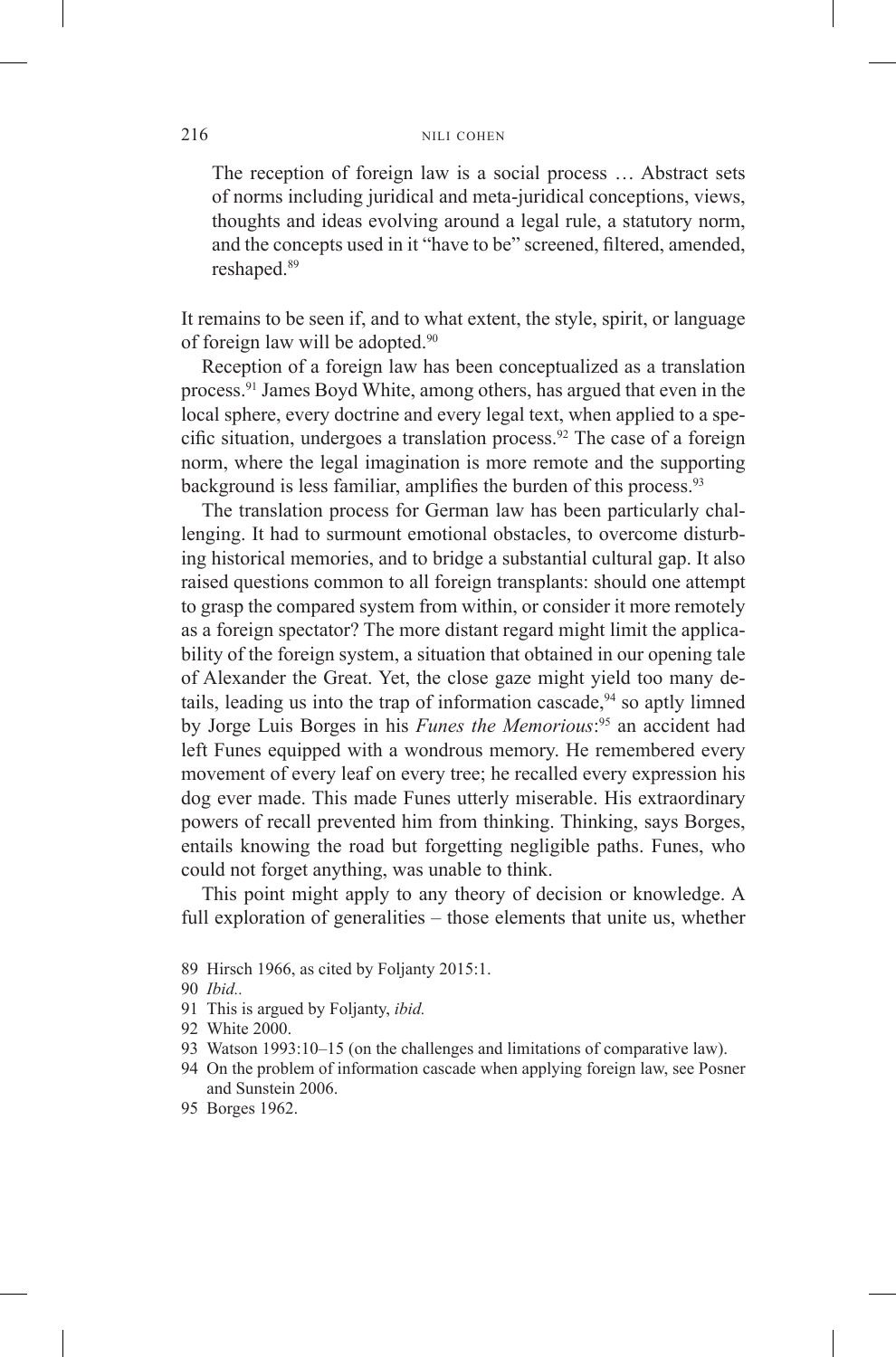> The reception of foreign law is a social process … Abstract sets of norms including juridical and meta-juridical conceptions, views, thoughts and ideas evolving around a legal rule, a statutory norm, and the concepts used in it "have to be" screened, filtered, amended, reshaped.[89]

It remains to be seen if, and to what extent, the style, spirit, or language of foreign law will be adopted.[90]

Reception of a foreign law has been conceptualized as a translation process.[91] James Boyd White, among others, has argued that even in the local sphere, every doctrine and every legal text, when applied to a specific situation, undergoes a translation process.[92] The case of a foreign norm, where the legal imagination is more remote and the supporting background is less familiar, amplifies the burden of this process.[93]

The translation process for German law has been particularly challenging. It had to surmount emotional obstacles, to overcome disturbing historical memories, and to bridge a substantial cultural gap. It also raised questions common to all foreign transplants: should one attempt to grasp the compared system from within, or consider it more remotely as a foreign spectator? The more distant regard might limit the applicability of the foreign system, a situation that obtained in our opening tale of Alexander the Great. Yet, the close gaze might yield too many details, leading us into the trap of information cascade,[94] so aptly limned by Jorge Luis Borges in his *Funes the Memorious*:[95] an accident had left Funes equipped with a wondrous memory. He remembered every movement of every leaf on every tree; he recalled every expression his dog ever made. This made Funes utterly miserable. His extraordinary powers of recall prevented him from thinking. Thinking, says Borges, entails knowing the road but forgetting negligible paths. Funes, who could not forget anything, was unable to think.

This point might apply to any theory of decision or knowledge. A full exploration of generalities – those elements that unite us, whether

89 Hirsch 1966, as cited by Foljanty 2015:1.

90 *Ibid.*.

91 This is argued by Foljanty, *ibid.*

92 White 2000.

93 Watson 1993:10–15 (on the challenges and limitations of comparative law).

94 On the problem of information cascade when applying foreign law, see Posner and Sunstein 2006.

95 Borges 1962.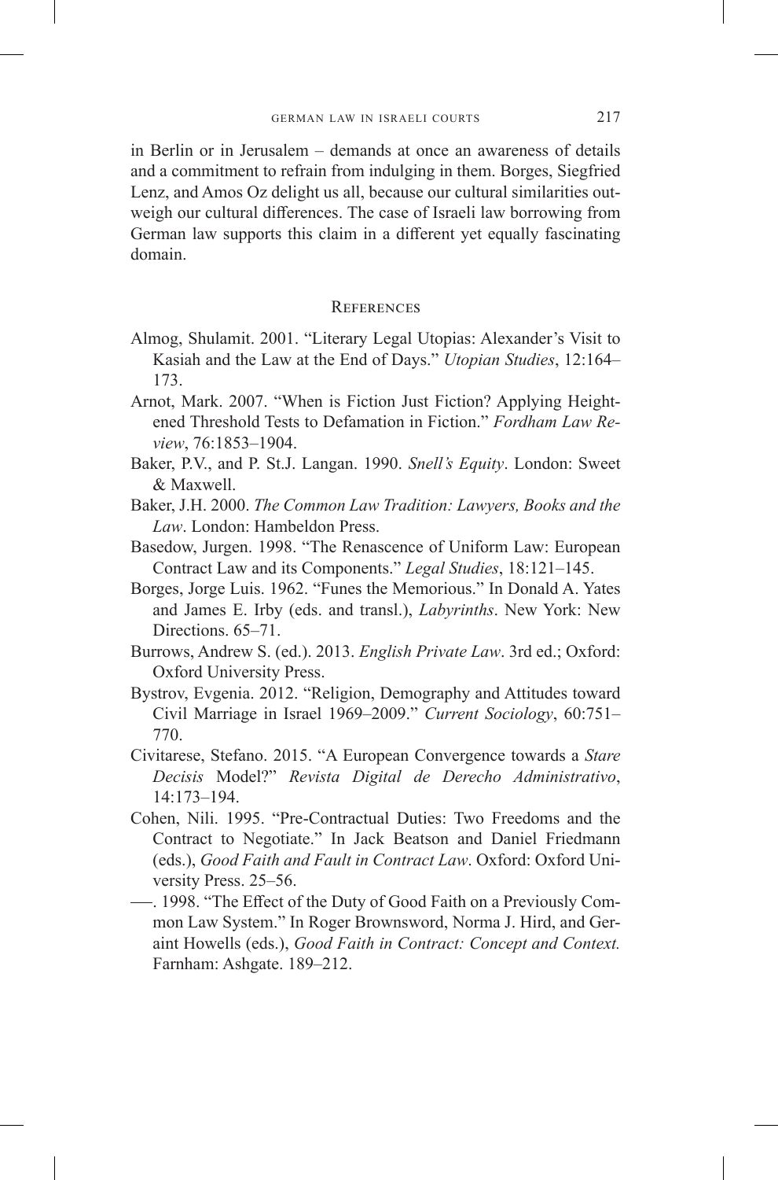in Berlin or in Jerusalem – demands at once an awareness of details and a commitment to refrain from indulging in them. Borges, Siegfried Lenz, and Amos Oz delight us all, because our cultural similarities outweigh our cultural differences. The case of Israeli law borrowing from German law supports this claim in a different yet equally fascinating domain.

## References

Almog, Shulamit. 2001. "Literary Legal Utopias: Alexander's Visit to Kasiah and the Law at the End of Days." *Utopian Studies*, 12:164–173.

Arnot, Mark. 2007. "When is Fiction Just Fiction? Applying Heightened Threshold Tests to Defamation in Fiction." *Fordham Law Review*, 76:1853–1904.

Baker, P.V., and P. St.J. Langan. 1990. *Snell's Equity*. London: Sweet & Maxwell.

Baker, J.H. 2000. *The Common Law Tradition: Lawyers, Books and the Law*. London: Hambeldon Press.

Basedow, Jurgen. 1998. "The Renascence of Uniform Law: European Contract Law and its Components." *Legal Studies*, 18:121–145.

Borges, Jorge Luis. 1962. "Funes the Memorious." In Donald A. Yates and James E. Irby (eds. and transl.), *Labyrinths*. New York: New Directions. 65–71.

Burrows, Andrew S. (ed.). 2013. *English Private Law*. 3rd ed.; Oxford: Oxford University Press.

Bystrov, Evgenia. 2012. "Religion, Demography and Attitudes toward Civil Marriage in Israel 1969–2009." *Current Sociology*, 60:751–770.

Civitarese, Stefano. 2015. "A European Convergence towards a *Stare Decisis* Model?" *Revista Digital de Derecho Administrativo*, 14:173–194.

Cohen, Nili. 1995. "Pre-Contractual Duties: Two Freedoms and the Contract to Negotiate." In Jack Beatson and Daniel Friedmann (eds.), *Good Faith and Fault in Contract Law*. Oxford: Oxford University Press. 25–56.

—. 1998. "The Effect of the Duty of Good Faith on a Previously Common Law System." In Roger Brownsword, Norma J. Hird, and Geraint Howells (eds.), *Good Faith in Contract: Concept and Context.* Farnham: Ashgate. 189–212.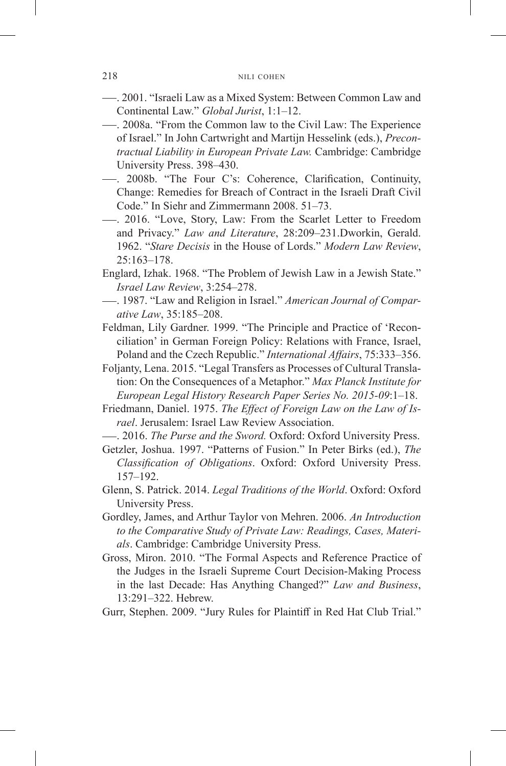——. 2001. "Israeli Law as a Mixed System: Between Common Law and Continental Law." *Global Jurist*, 1:1–12.

——. 2008a. "From the Common law to the Civil Law: The Experience of Israel." In John Cartwright and Martijn Hesselink (eds.), *Precontractual Liability in European Private Law.* Cambridge: Cambridge University Press. 398–430.

——. 2008b. "The Four C's: Coherence, Clarification, Continuity, Change: Remedies for Breach of Contract in the Israeli Draft Civil Code." In Siehr and Zimmermann 2008. 51–73.

——. 2016. "Love, Story, Law: From the Scarlet Letter to Freedom and Privacy." *Law and Literature*, 28:209–231.Dworkin, Gerald. 1962. "*Stare Decisis* in the House of Lords." *Modern Law Review*, 25:163–178.

Englard, Izhak. 1968. "The Problem of Jewish Law in a Jewish State." *Israel Law Review*, 3:254–278.

——. 1987. "Law and Religion in Israel." *American Journal of Comparative Law*, 35:185–208.

Feldman, Lily Gardner. 1999. "The Principle and Practice of 'Reconciliation' in German Foreign Policy: Relations with France, Israel, Poland and the Czech Republic." *International Affairs*, 75:333–356.

Foljanty, Lena. 2015. "Legal Transfers as Processes of Cultural Translation: On the Consequences of a Metaphor." *Max Planck Institute for European Legal History Research Paper Series No. 2015-09*:1–18.

Friedmann, Daniel. 1975. *The Effect of Foreign Law on the Law of Israel*. Jerusalem: Israel Law Review Association.

——. 2016. *The Purse and the Sword.* Oxford: Oxford University Press.

Getzler, Joshua. 1997. "Patterns of Fusion." In Peter Birks (ed.), *The Classification of Obligations*. Oxford: Oxford University Press. 157–192.

Glenn, S. Patrick. 2014. *Legal Traditions of the World*. Oxford: Oxford University Press.

Gordley, James, and Arthur Taylor von Mehren. 2006. *An Introduction to the Comparative Study of Private Law: Readings, Cases, Materials*. Cambridge: Cambridge University Press.

Gross, Miron. 2010. "The Formal Aspects and Reference Practice of the Judges in the Israeli Supreme Court Decision-Making Process in the last Decade: Has Anything Changed?" *Law and Business*, 13:291–322. Hebrew.

Gurr, Stephen. 2009. "Jury Rules for Plaintiff in Red Hat Club Trial."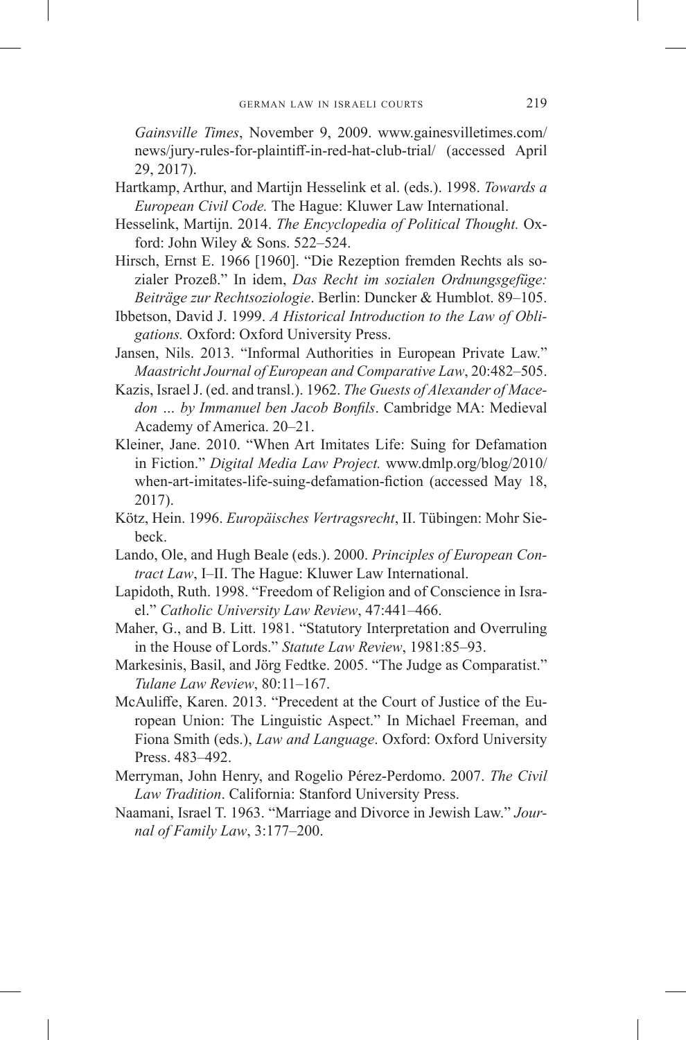*Gainsville Times*, November 9, 2009. www.gainesvilletimes.com/news/jury-rules-for-plaintiff-in-red-hat-club-trial/ (accessed April 29, 2017).

Hartkamp, Arthur, and Martijn Hesselink et al. (eds.). 1998. *Towards a European Civil Code.* The Hague: Kluwer Law International.

Hesselink, Martijn. 2014. *The Encyclopedia of Political Thought.* Oxford: John Wiley & Sons. 522–524.

Hirsch, Ernst E. 1966 [1960]. "Die Rezeption fremden Rechts als sozialer Prozeß." In idem, *Das Recht im sozialen Ordnungsgefüge: Beiträge zur Rechtsoziologie*. Berlin: Duncker & Humblot. 89–105.

Ibbetson, David J. 1999. *A Historical Introduction to the Law of Obligations.* Oxford: Oxford University Press.

Jansen, Nils. 2013. "Informal Authorities in European Private Law." *Maastricht Journal of European and Comparative Law*, 20:482–505.

Kazis, Israel J. (ed. and transl.). 1962. *The Guests of Alexander of Macedon … by Immanuel ben Jacob Bonfils*. Cambridge MA: Medieval Academy of America. 20–21.

Kleiner, Jane. 2010. "When Art Imitates Life: Suing for Defamation in Fiction." *Digital Media Law Project.* www.dmlp.org/blog/2010/when-art-imitates-life-suing-defamation-fiction (accessed May 18, 2017).

Kötz, Hein. 1996. *Europäisches Vertragsrecht*, II. Tübingen: Mohr Siebeck.

Lando, Ole, and Hugh Beale (eds.). 2000. *Principles of European Contract Law*, I–II. The Hague: Kluwer Law International.

Lapidoth, Ruth. 1998. "Freedom of Religion and of Conscience in Israel." *Catholic University Law Review*, 47:441–466.

Maher, G., and B. Litt. 1981. "Statutory Interpretation and Overruling in the House of Lords." *Statute Law Review*, 1981:85–93.

Markesinis, Basil, and Jörg Fedtke. 2005. "The Judge as Comparatist." *Tulane Law Review*, 80:11–167.

McAuliffe, Karen. 2013. "Precedent at the Court of Justice of the European Union: The Linguistic Aspect." In Michael Freeman, and Fiona Smith (eds.), *Law and Language*. Oxford: Oxford University Press. 483–492.

Merryman, John Henry, and Rogelio Pérez-Perdomo. 2007. *The Civil Law Tradition*. California: Stanford University Press.

Naamani, Israel T. 1963. "Marriage and Divorce in Jewish Law." *Journal of Family Law*, 3:177–200.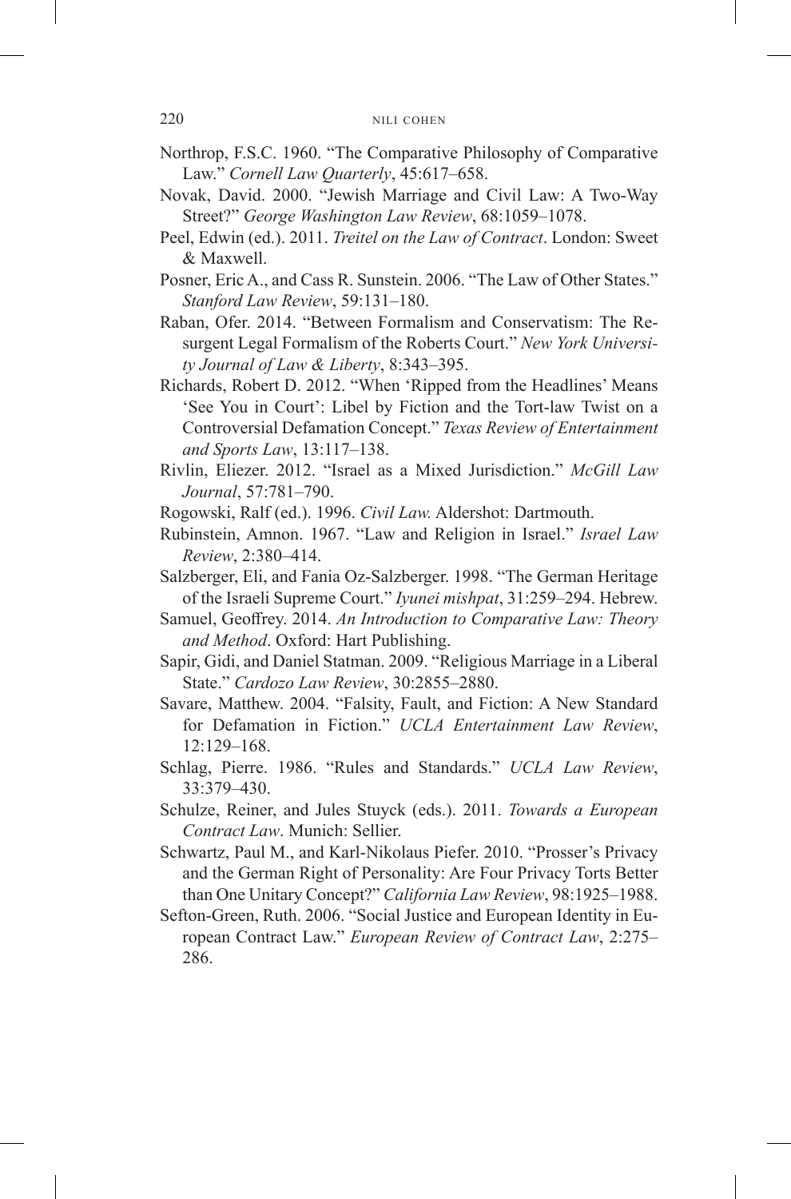Northrop, F.S.C. 1960. "The Comparative Philosophy of Comparative Law." *Cornell Law Quarterly*, 45:617–658.

Novak, David. 2000. "Jewish Marriage and Civil Law: A Two-Way Street?" *George Washington Law Review*, 68:1059–1078.

Peel, Edwin (ed.). 2011. *Treitel on the Law of Contract*. London: Sweet & Maxwell.

Posner, Eric A., and Cass R. Sunstein. 2006. "The Law of Other States." *Stanford Law Review*, 59:131–180.

Raban, Ofer. 2014. "Between Formalism and Conservatism: The Resurgent Legal Formalism of the Roberts Court." *New York University Journal of Law & Liberty*, 8:343–395.

Richards, Robert D. 2012. "When 'Ripped from the Headlines' Means 'See You in Court': Libel by Fiction and the Tort-law Twist on a Controversial Defamation Concept." *Texas Review of Entertainment and Sports Law*, 13:117–138.

Rivlin, Eliezer. 2012. "Israel as a Mixed Jurisdiction." *McGill Law Journal*, 57:781–790.

Rogowski, Ralf (ed.). 1996. *Civil Law.* Aldershot: Dartmouth.

Rubinstein, Amnon. 1967. "Law and Religion in Israel." *Israel Law Review*, 2:380–414.

Salzberger, Eli, and Fania Oz-Salzberger. 1998. "The German Heritage of the Israeli Supreme Court." *Iyunei mishpat*, 31:259–294. Hebrew.

Samuel, Geoffrey. 2014. *An Introduction to Comparative Law: Theory and Method*. Oxford: Hart Publishing.

Sapir, Gidi, and Daniel Statman. 2009. "Religious Marriage in a Liberal State." *Cardozo Law Review*, 30:2855–2880.

Savare, Matthew. 2004. "Falsity, Fault, and Fiction: A New Standard for Defamation in Fiction." *UCLA Entertainment Law Review*, 12:129–168.

Schlag, Pierre. 1986. "Rules and Standards." *UCLA Law Review*, 33:379–430.

Schulze, Reiner, and Jules Stuyck (eds.). 2011. *Towards a European Contract Law*. Munich: Sellier.

Schwartz, Paul M., and Karl-Nikolaus Piefer. 2010. "Prosser's Privacy and the German Right of Personality: Are Four Privacy Torts Better than One Unitary Concept?" *California Law Review*, 98:1925–1988.

Sefton-Green, Ruth. 2006. "Social Justice and European Identity in European Contract Law." *European Review of Contract Law*, 2:275–286.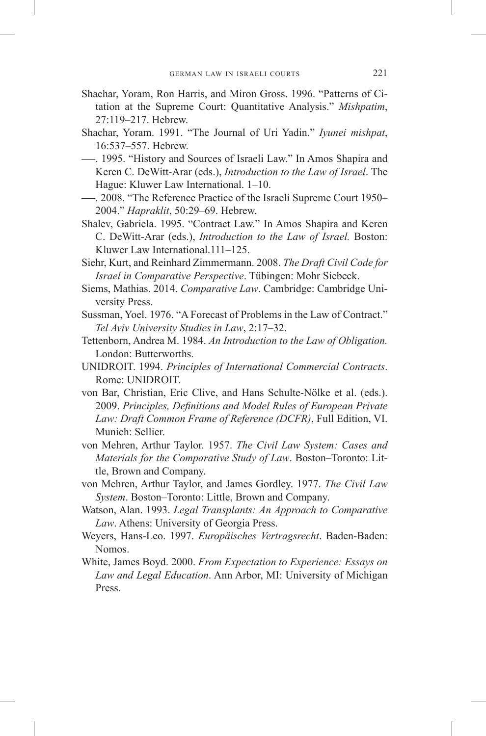Shachar, Yoram, Ron Harris, and Miron Gross. 1996. "Patterns of Citation at the Supreme Court: Quantitative Analysis." *Mishpatim*, 27:119–217. Hebrew.

Shachar, Yoram. 1991. "The Journal of Uri Yadin." *Iyunei mishpat*, 16:537–557. Hebrew.

—. 1995. "History and Sources of Israeli Law." In Amos Shapira and Keren C. DeWitt-Arar (eds.), *Introduction to the Law of Israel*. The Hague: Kluwer Law International. 1–10.

—. 2008. "The Reference Practice of the Israeli Supreme Court 1950–2004." *Hapraklit*, 50:29–69. Hebrew.

Shalev, Gabriela. 1995. "Contract Law." In Amos Shapira and Keren C. DeWitt-Arar (eds.), *Introduction to the Law of Israel.* Boston: Kluwer Law International.111–125.

Siehr, Kurt, and Reinhard Zimmermann. 2008. *The Draft Civil Code for Israel in Comparative Perspective*. Tübingen: Mohr Siebeck.

Siems, Mathias. 2014. *Comparative Law*. Cambridge: Cambridge University Press.

Sussman, Yoel. 1976. "A Forecast of Problems in the Law of Contract." *Tel Aviv University Studies in Law*, 2:17–32.

Tettenborn, Andrea M. 1984. *An Introduction to the Law of Obligation.* London: Butterworths.

UNIDROIT. 1994. *Principles of International Commercial Contracts*. Rome: UNIDROIT.

von Bar, Christian, Eric Clive, and Hans Schulte-Nölke et al. (eds.). 2009. *Principles, Definitions and Model Rules of European Private Law: Draft Common Frame of Reference (DCFR)*, Full Edition, VI. Munich: Sellier.

von Mehren, Arthur Taylor. 1957. *The Civil Law System: Cases and Materials for the Comparative Study of Law*. Boston–Toronto: Little, Brown and Company.

von Mehren, Arthur Taylor, and James Gordley. 1977. *The Civil Law System*. Boston–Toronto: Little, Brown and Company.

Watson, Alan. 1993. *Legal Transplants: An Approach to Comparative Law*. Athens: University of Georgia Press.

Weyers, Hans-Leo. 1997. *Europäisches Vertragsrecht*. Baden-Baden: Nomos.

White, James Boyd. 2000. *From Expectation to Experience: Essays on Law and Legal Education*. Ann Arbor, MI: University of Michigan Press.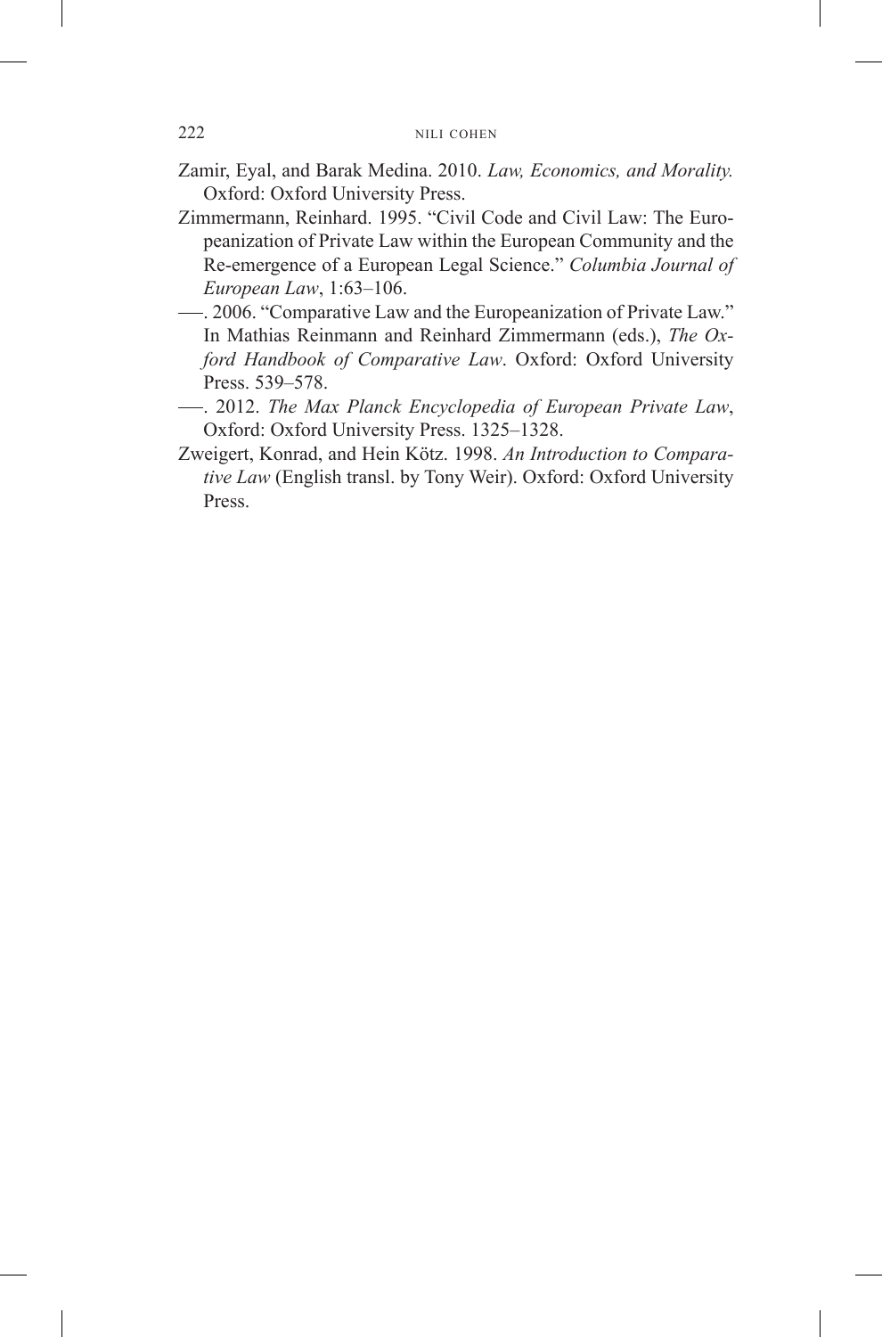Zamir, Eyal, and Barak Medina. 2010. *Law, Economics, and Morality.* Oxford: Oxford University Press.

Zimmermann, Reinhard. 1995. "Civil Code and Civil Law: The Europeanization of Private Law within the European Community and the Re-emergence of a European Legal Science." *Columbia Journal of European Law*, 1:63–106.

——. 2006. "Comparative Law and the Europeanization of Private Law." In Mathias Reinmann and Reinhard Zimmermann (eds.), *The Oxford Handbook of Comparative Law*. Oxford: Oxford University Press. 539–578.

——. 2012. *The Max Planck Encyclopedia of European Private Law*, Oxford: Oxford University Press. 1325–1328.

Zweigert, Konrad, and Hein Kötz. 1998. *An Introduction to Comparative Law* (English transl. by Tony Weir). Oxford: Oxford University Press.